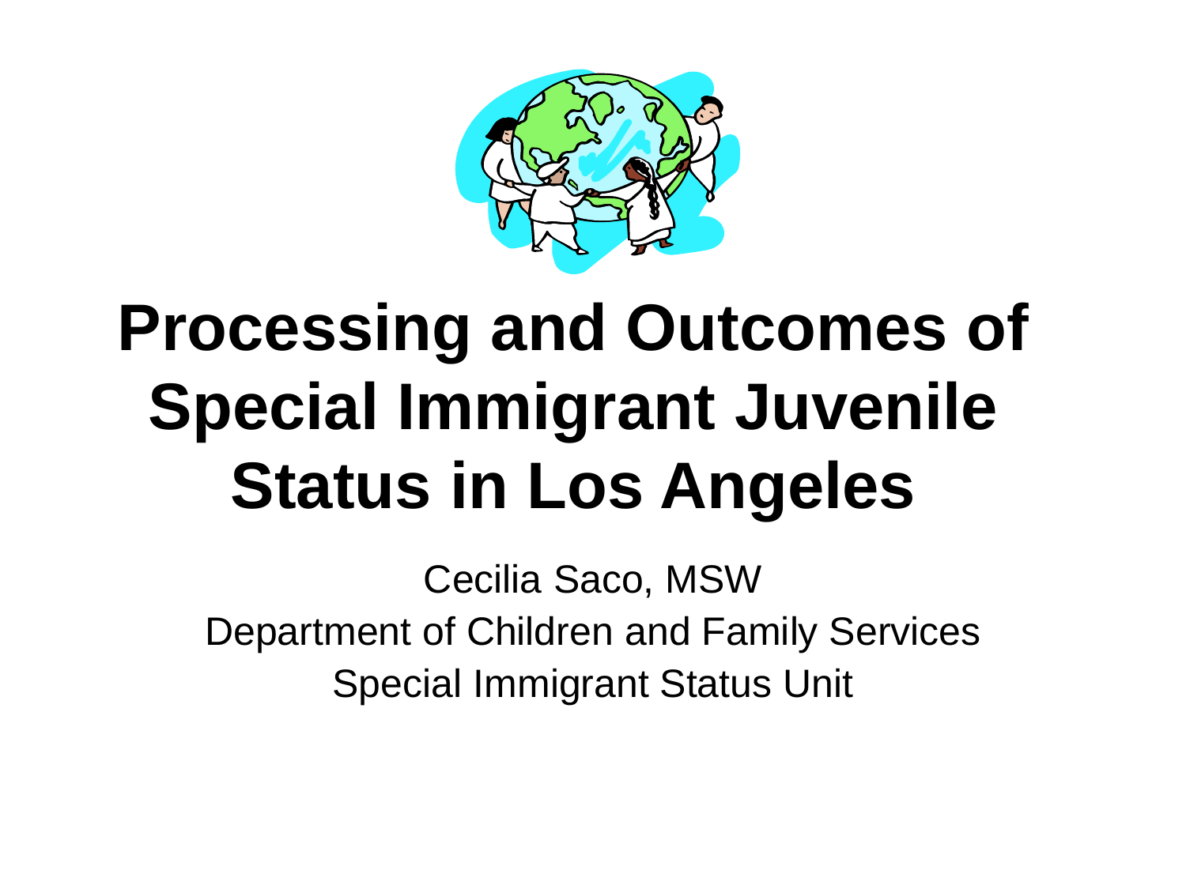# Processing and Outcomes of Special Immigrant Juvenile Status in Los Angeles

Cecilia Saco, MSW

Department of Children and Family Services

Special Immigrant Status Unit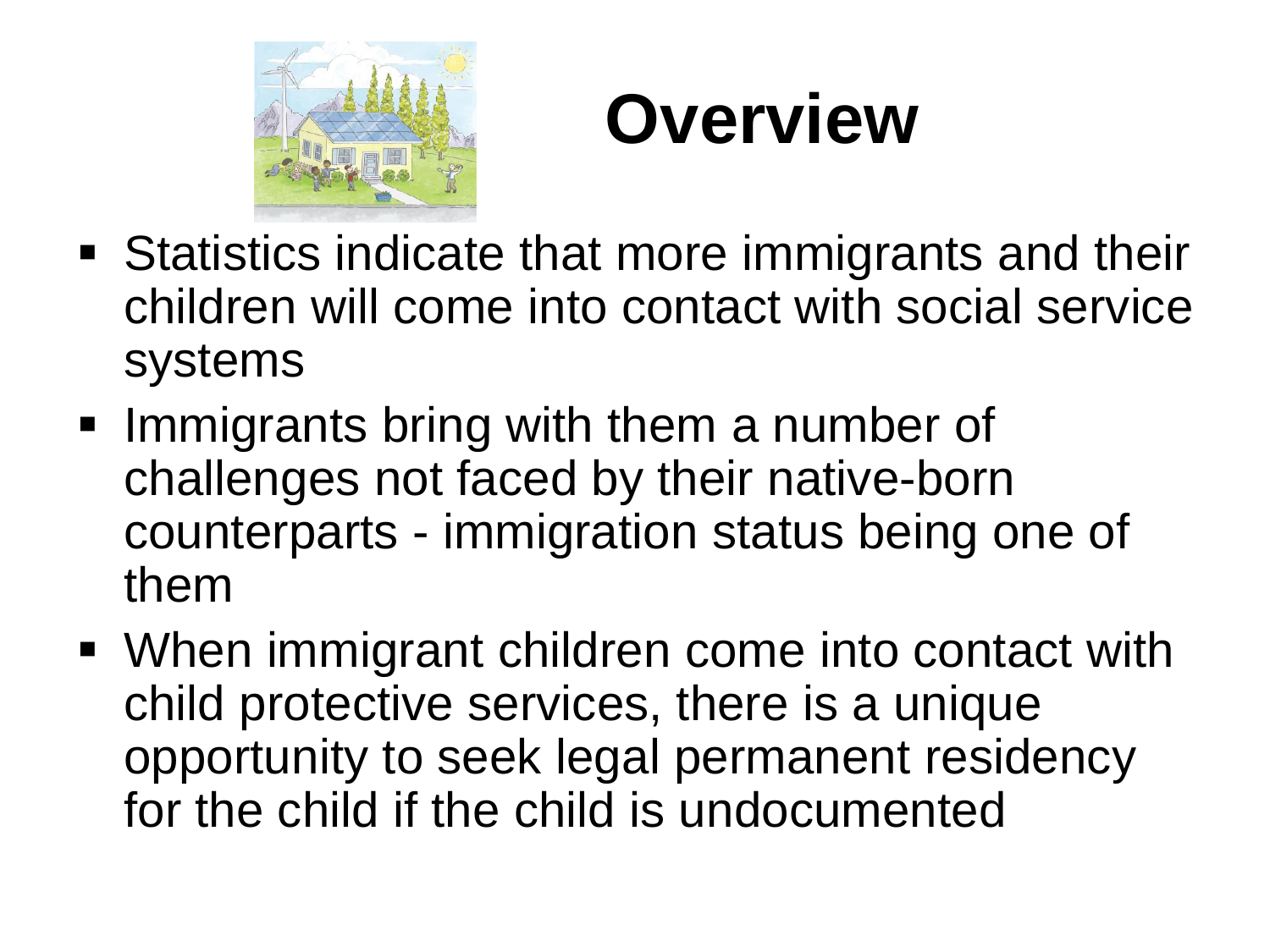# Overview

- Statistics indicate that more immigrants and their children will come into contact with social service systems
- Immigrants bring with them a number of challenges not faced by their native-born counterparts - immigration status being one of them
- When immigrant children come into contact with child protective services, there is a unique opportunity to seek legal permanent residency for the child if the child is undocumented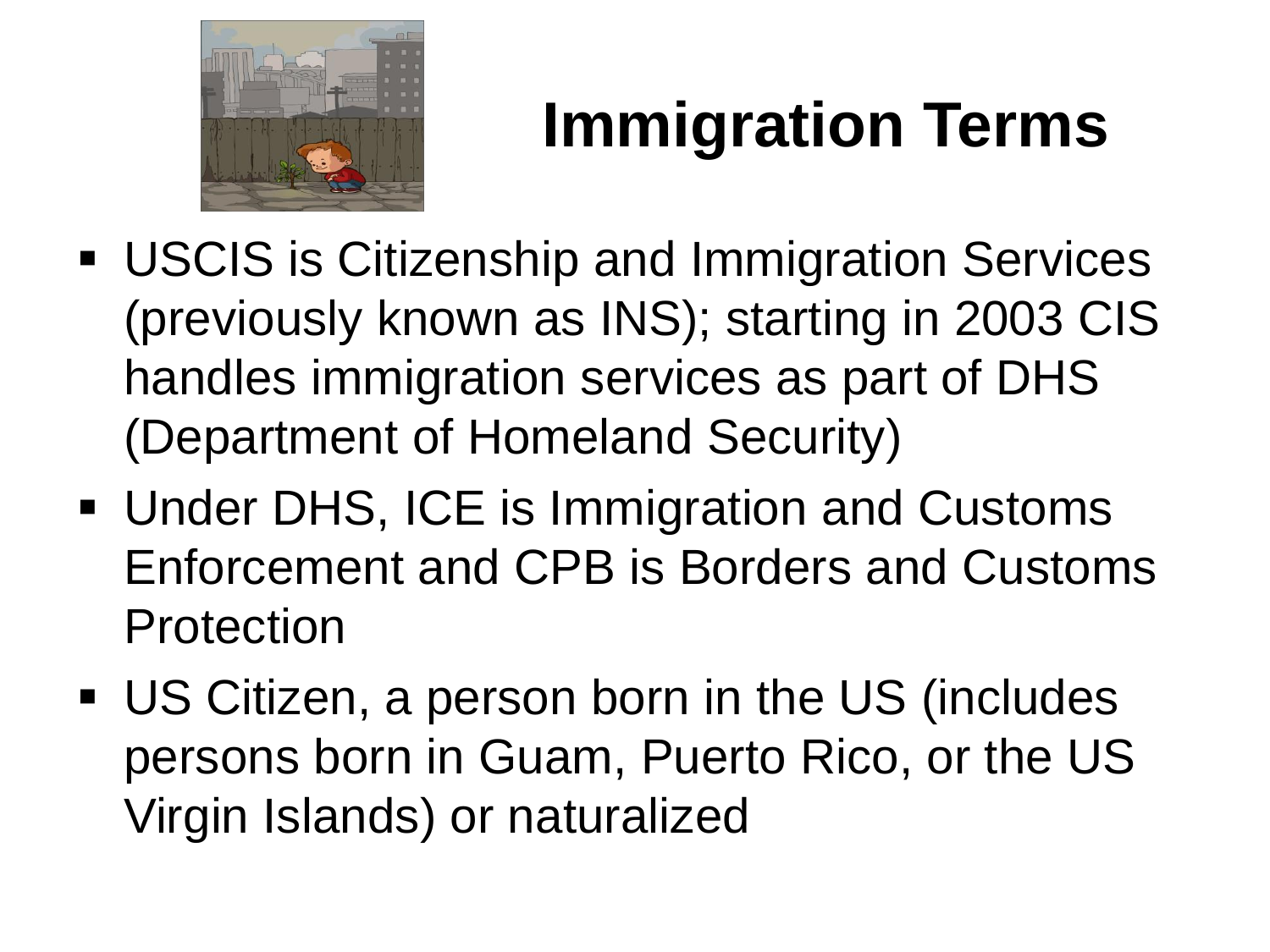# Immigration Terms

- USCIS is Citizenship and Immigration Services (previously known as INS); starting in 2003 CIS handles immigration services as part of DHS (Department of Homeland Security)
- Under DHS, ICE is Immigration and Customs Enforcement and CPB is Borders and Customs Protection
- US Citizen, a person born in the US (includes persons born in Guam, Puerto Rico, or the US Virgin Islands) or naturalized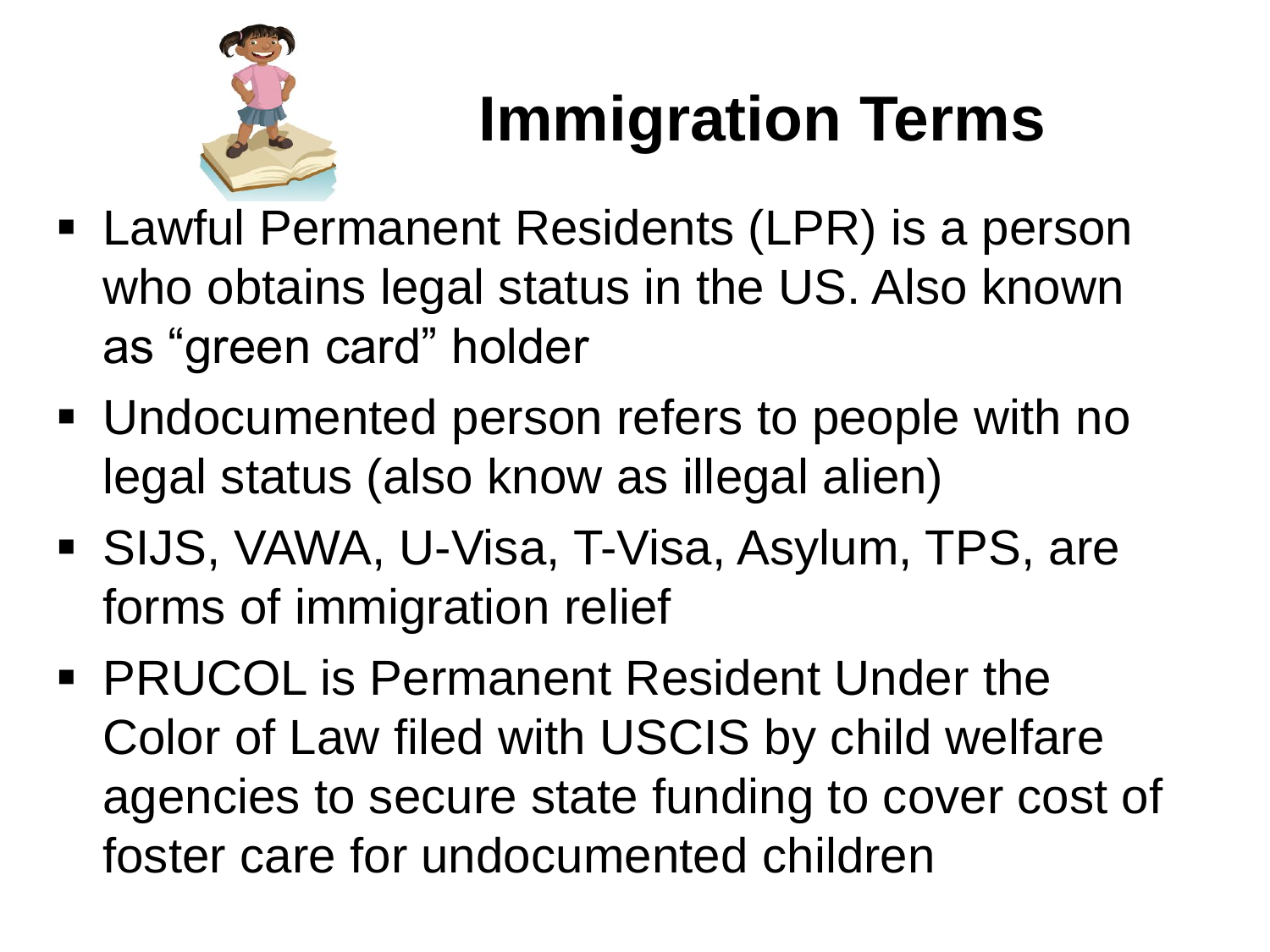# Immigration Terms

- Lawful Permanent Residents (LPR) is a person who obtains legal status in the US. Also known as “green card” holder
- Undocumented person refers to people with no legal status (also know as illegal alien)
- SIJS, VAWA, U-Visa, T-Visa, Asylum, TPS, are forms of immigration relief
- PRUCOL is Permanent Resident Under the Color of Law filed with USCIS by child welfare agencies to secure state funding to cover cost of foster care for undocumented children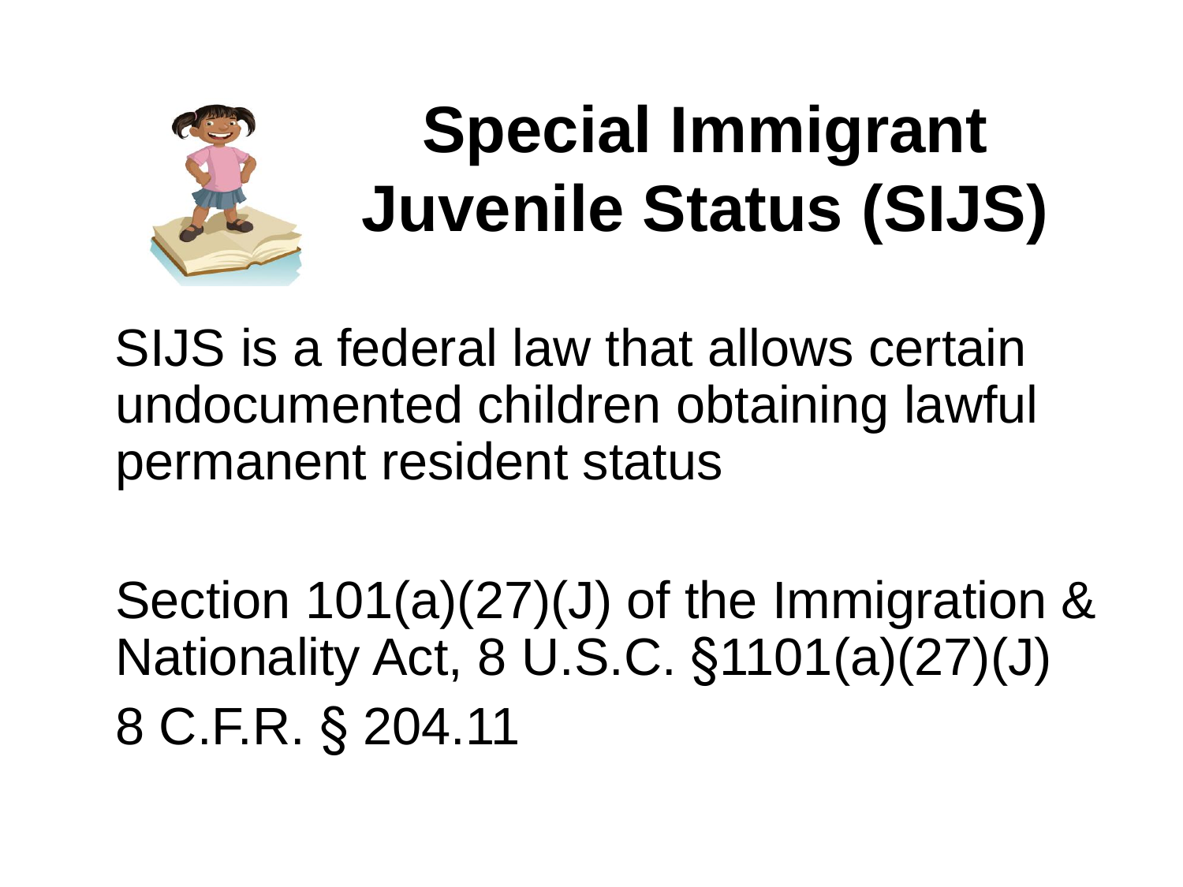# Special Immigrant Juvenile Status (SIJS)

SIJS is a federal law that allows certain undocumented children obtaining lawful permanent resident status

Section 101(a)(27)(J) of the Immigration & Nationality Act, 8 U.S.C. §1101(a)(27)(J)
8 C.F.R. § 204.11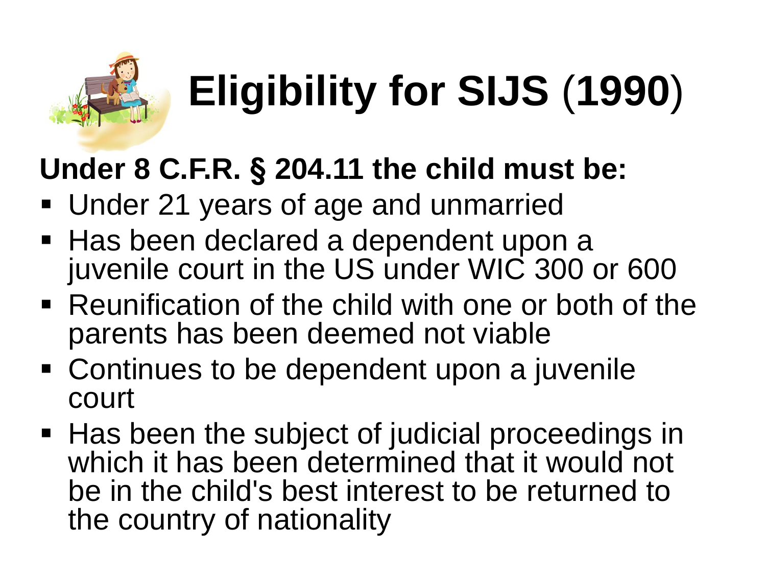# Eligibility for SIJS (1990)

**Under 8 C.F.R. § 204.11 the child must be:**

- Under 21 years of age and unmarried
- Has been declared a dependent upon a juvenile court in the US under WIC 300 or 600
- Reunification of the child with one or both of the parents has been deemed not viable
- Continues to be dependent upon a juvenile court
- Has been the subject of judicial proceedings in which it has been determined that it would not be in the child's best interest to be returned to the country of nationality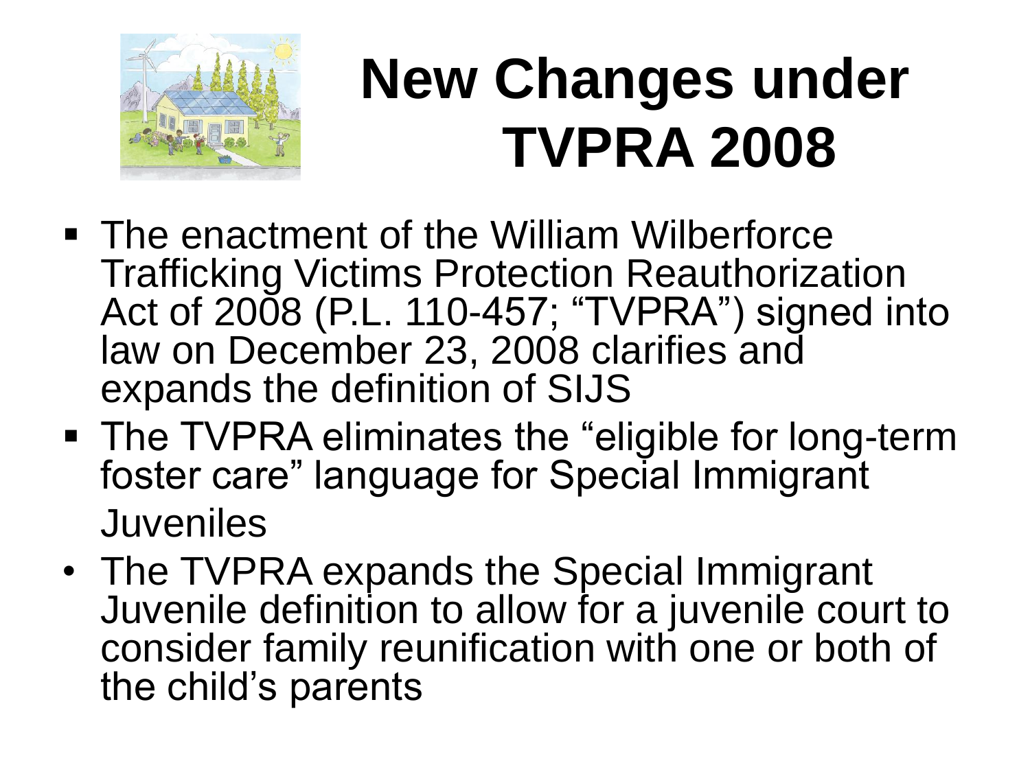# New Changes under TVPRA 2008

- The enactment of the William Wilberforce Trafficking Victims Protection Reauthorization Act of 2008 (P.L. 110-457; "TVPRA") signed into law on December 23, 2008 clarifies and expands the definition of SIJS
- The TVPRA eliminates the "eligible for long-term foster care" language for Special Immigrant Juveniles
- The TVPRA expands the Special Immigrant Juvenile definition to allow for a juvenile court to consider family reunification with one or both of the child's parents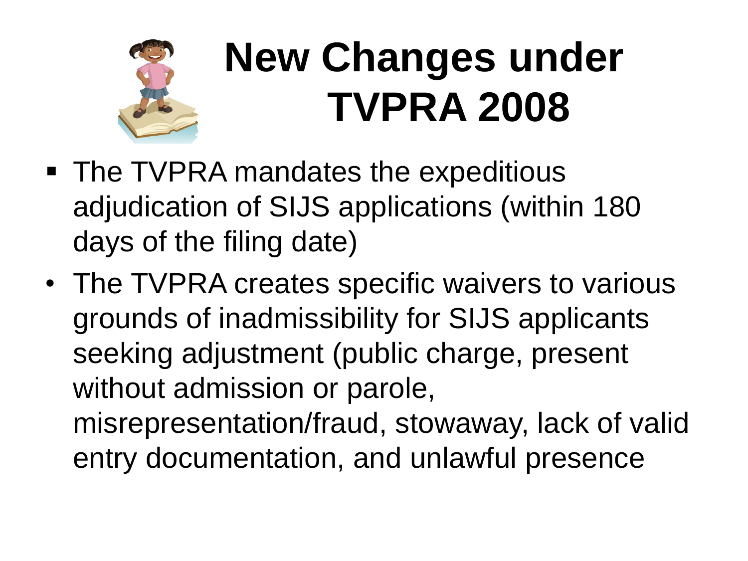# New Changes under TVPRA 2008

- The TVPRA mandates the expeditious adjudication of SIJS applications (within 180 days of the filing date)
- The TVPRA creates specific waivers to various grounds of inadmissibility for SIJS applicants seeking adjustment (public charge, present without admission or parole, misrepresentation/fraud, stowaway, lack of valid entry documentation, and unlawful presence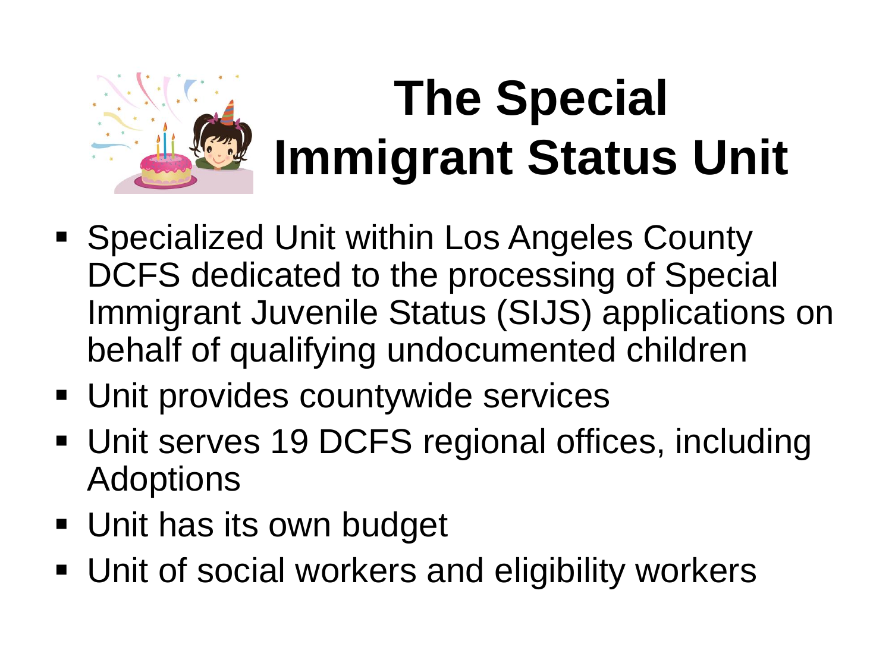# The Special Immigrant Status Unit

- Specialized Unit within Los Angeles County DCFS dedicated to the processing of Special Immigrant Juvenile Status (SIJS) applications on behalf of qualifying undocumented children
- Unit provides countywide services
- Unit serves 19 DCFS regional offices, including Adoptions
- Unit has its own budget
- Unit of social workers and eligibility workers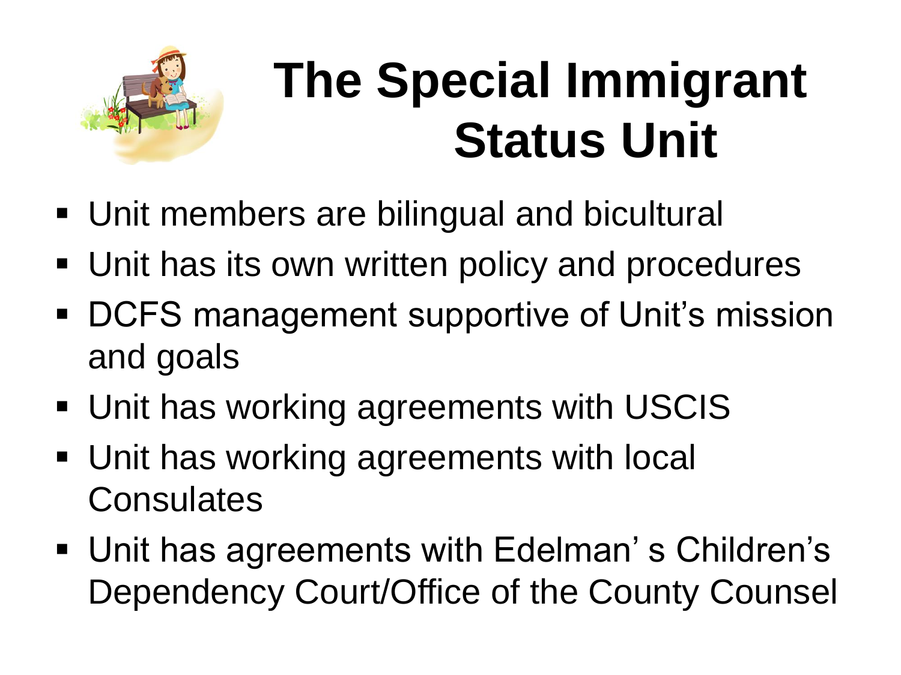# The Special Immigrant Status Unit

- Unit members are bilingual and bicultural
- Unit has its own written policy and procedures
- DCFS management supportive of Unit's mission and goals
- Unit has working agreements with USCIS
- Unit has working agreements with local Consulates
- Unit has agreements with Edelman' s Children's Dependency Court/Office of the County Counsel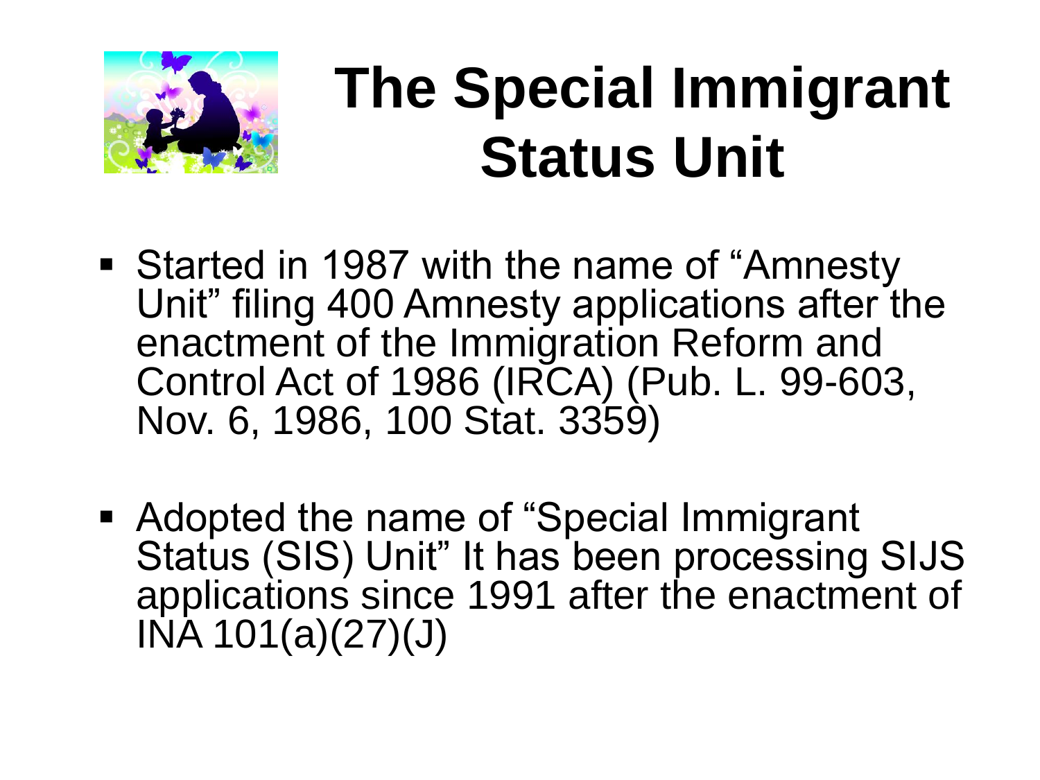# The Special Immigrant Status Unit

- Started in 1987 with the name of "Amnesty Unit" filing 400 Amnesty applications after the enactment of the Immigration Reform and Control Act of 1986 (IRCA) (Pub. L. 99-603, Nov. 6, 1986, 100 Stat. 3359)

- Adopted the name of "Special Immigrant Status (SIS) Unit" It has been processing SIJS applications since 1991 after the enactment of INA 101(a)(27)(J)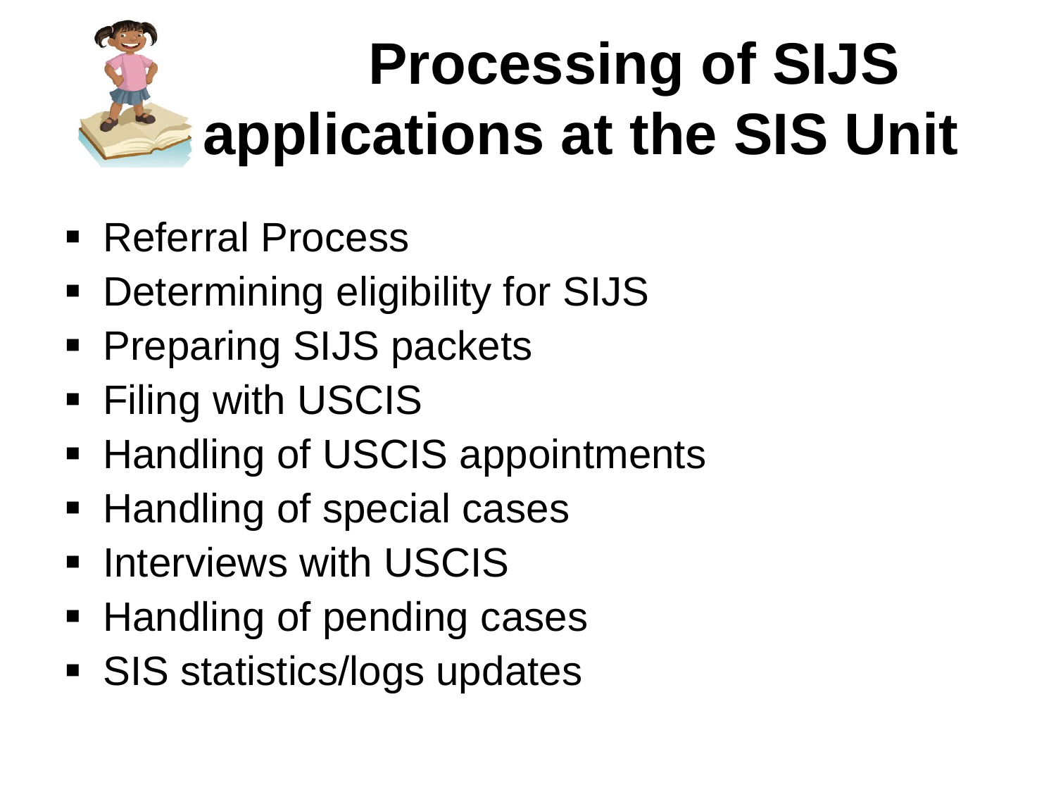# Processing of SIJS applications at the SIS Unit

- Referral Process
- Determining eligibility for SIJS
- Preparing SIJS packets
- Filing with USCIS
- Handling of USCIS appointments
- Handling of special cases
- Interviews with USCIS
- Handling of pending cases
- SIS statistics/logs updates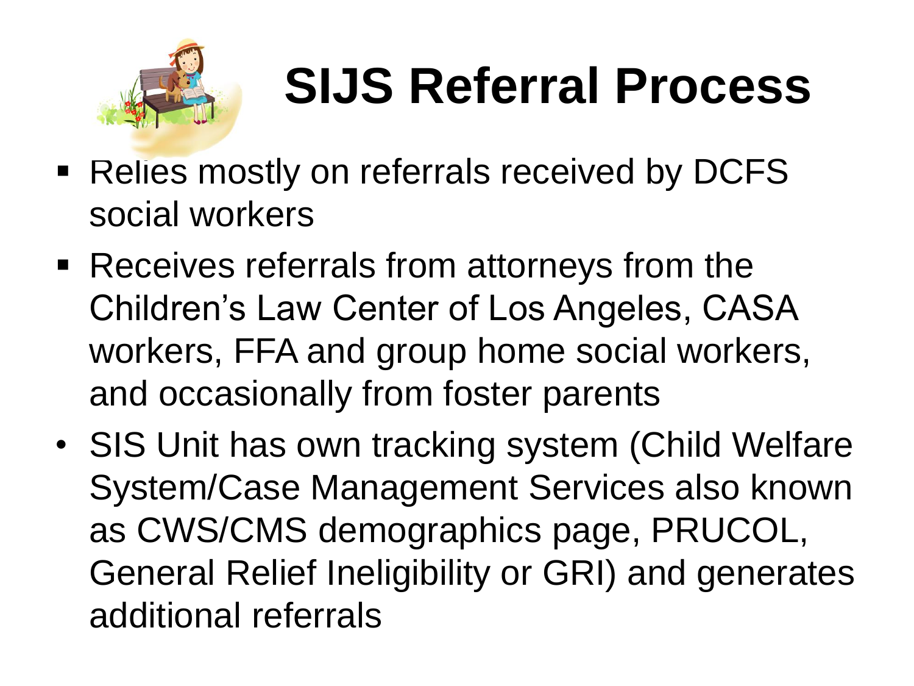# SIJS Referral Process

- Relies mostly on referrals received by DCFS social workers
- Receives referrals from attorneys from the Children's Law Center of Los Angeles, CASA workers, FFA and group home social workers, and occasionally from foster parents
- SIS Unit has own tracking system (Child Welfare System/Case Management Services also known as CWS/CMS demographics page, PRUCOL, General Relief Ineligibility or GRI) and generates additional referrals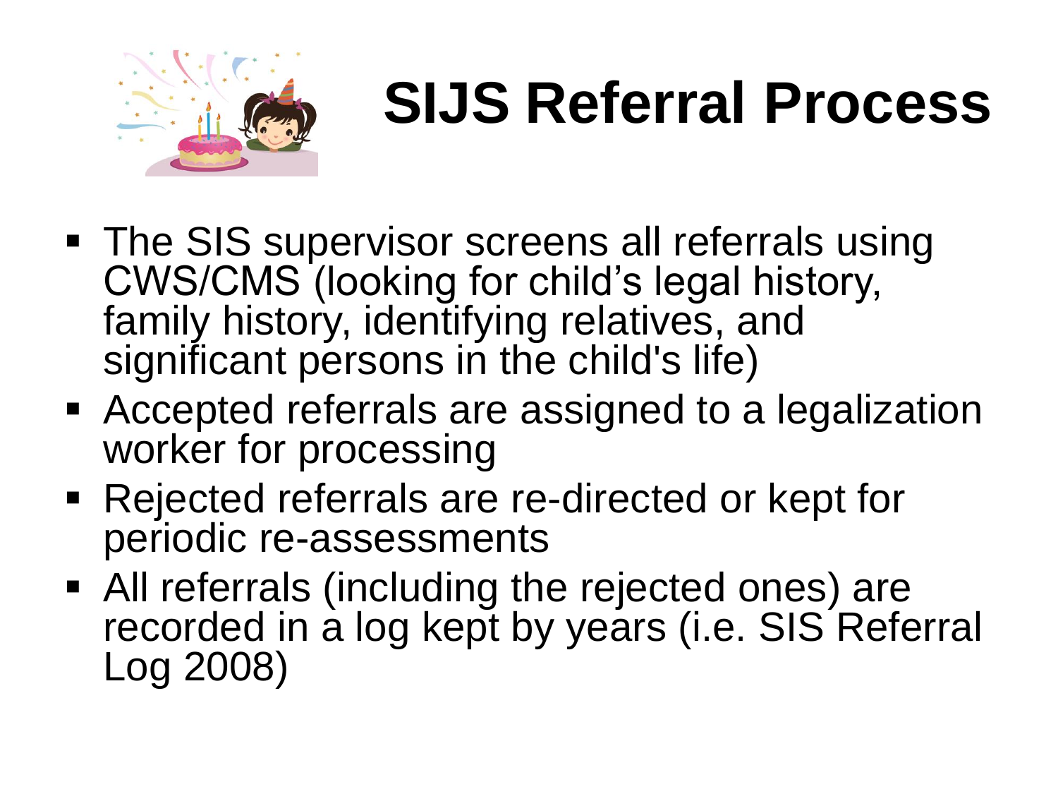# SIJS Referral Process

- The SIS supervisor screens all referrals using CWS/CMS (looking for child's legal history, family history, identifying relatives, and significant persons in the child's life)
- Accepted referrals are assigned to a legalization worker for processing
- Rejected referrals are re-directed or kept for periodic re-assessments
- All referrals (including the rejected ones) are recorded in a log kept by years (i.e. SIS Referral Log 2008)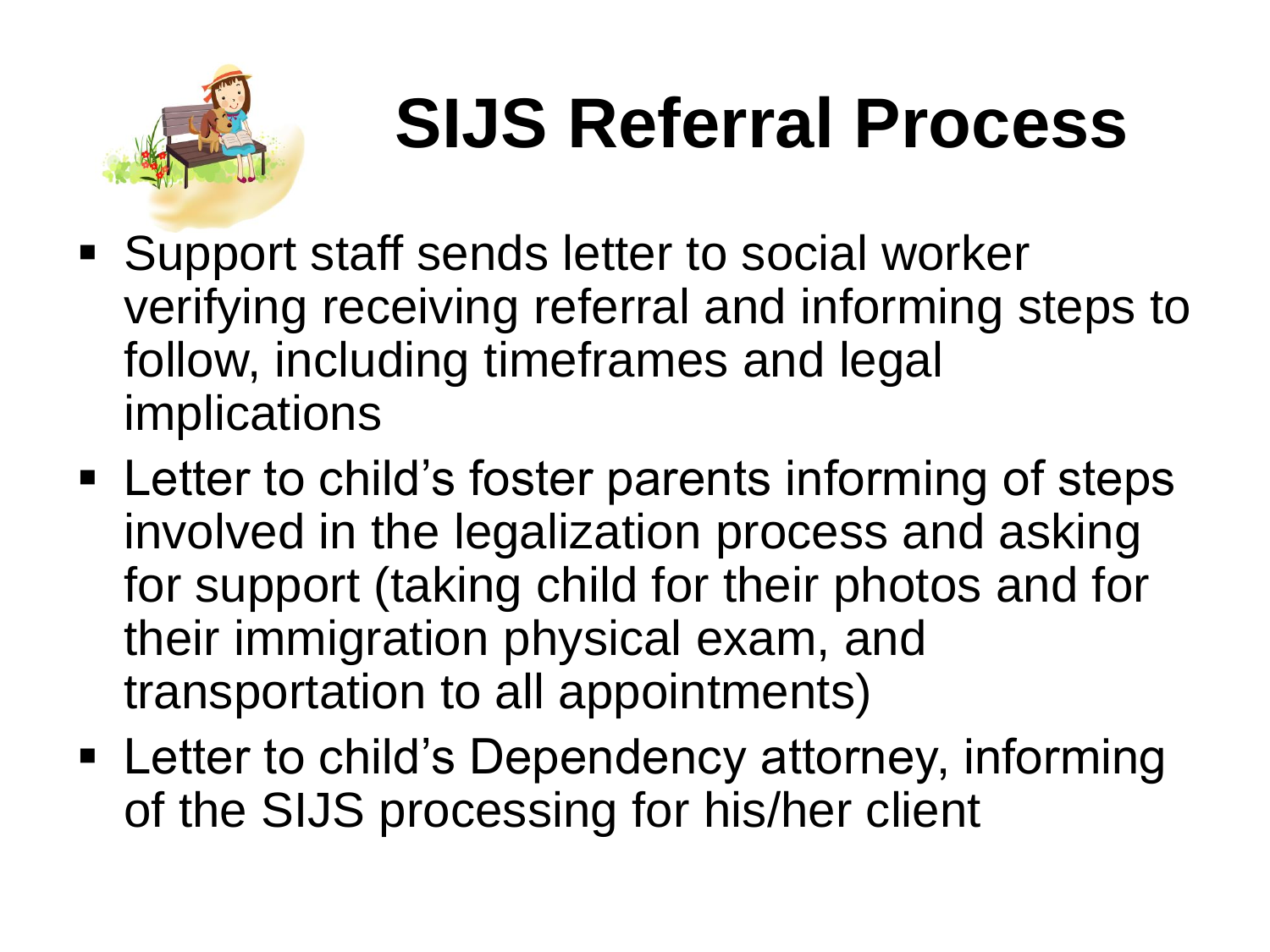# SIJS Referral Process

- Support staff sends letter to social worker verifying receiving referral and informing steps to follow, including timeframes and legal implications
- Letter to child's foster parents informing of steps involved in the legalization process and asking for support (taking child for their photos and for their immigration physical exam, and transportation to all appointments)
- Letter to child's Dependency attorney, informing of the SIJS processing for his/her client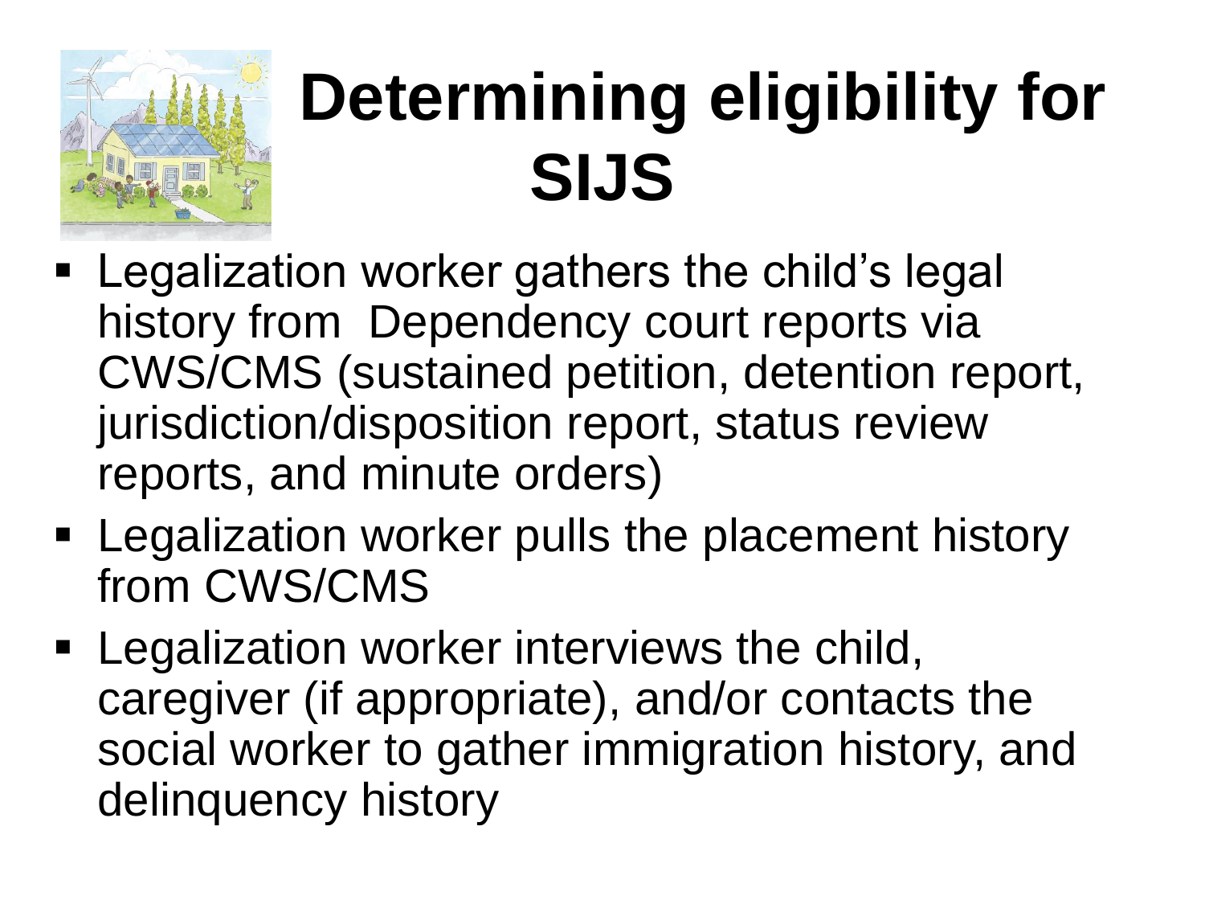# Determining eligibility for SIJS

- Legalization worker gathers the child's legal history from Dependency court reports via CWS/CMS (sustained petition, detention report, jurisdiction/disposition report, status review reports, and minute orders)
- Legalization worker pulls the placement history from CWS/CMS
- Legalization worker interviews the child, caregiver (if appropriate), and/or contacts the social worker to gather immigration history, and delinquency history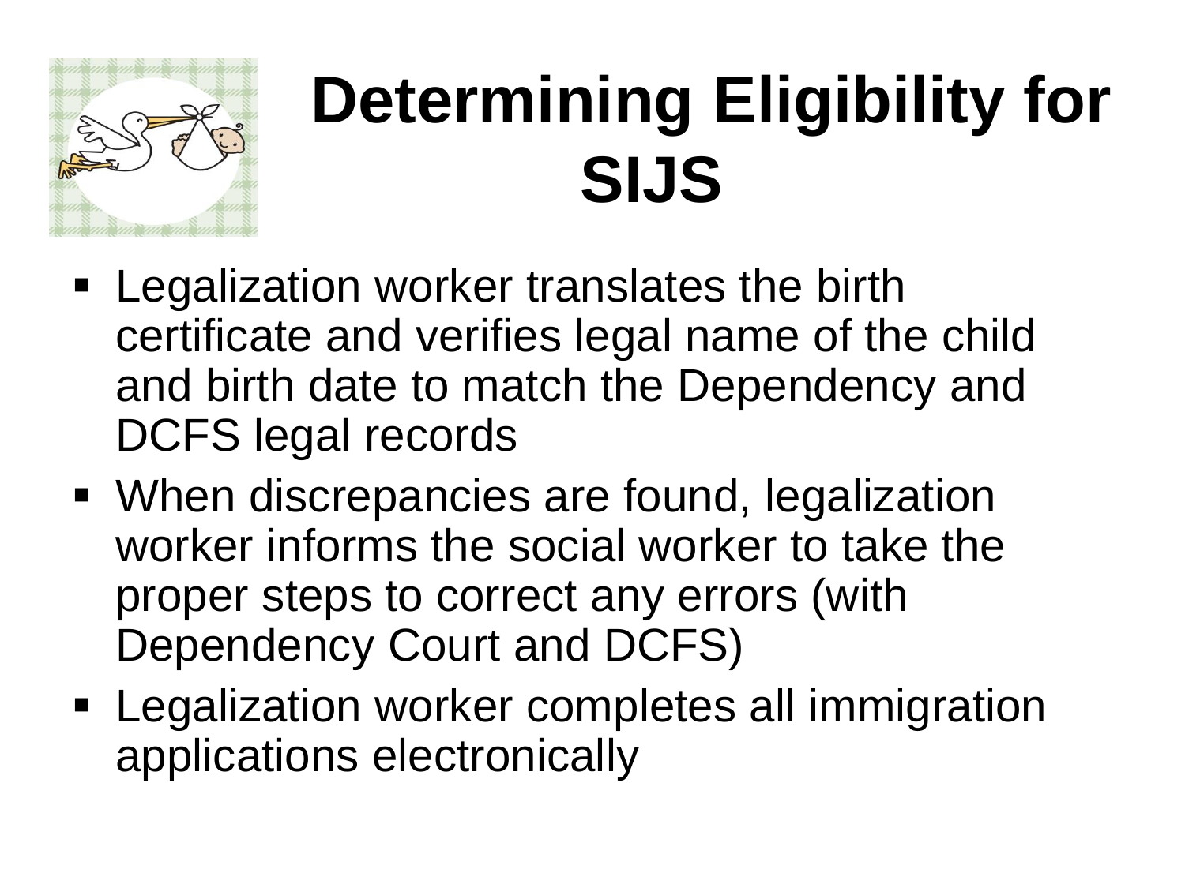# Determining Eligibility for SIJS

- Legalization worker translates the birth certificate and verifies legal name of the child and birth date to match the Dependency and DCFS legal records
- When discrepancies are found, legalization worker informs the social worker to take the proper steps to correct any errors (with Dependency Court and DCFS)
- Legalization worker completes all immigration applications electronically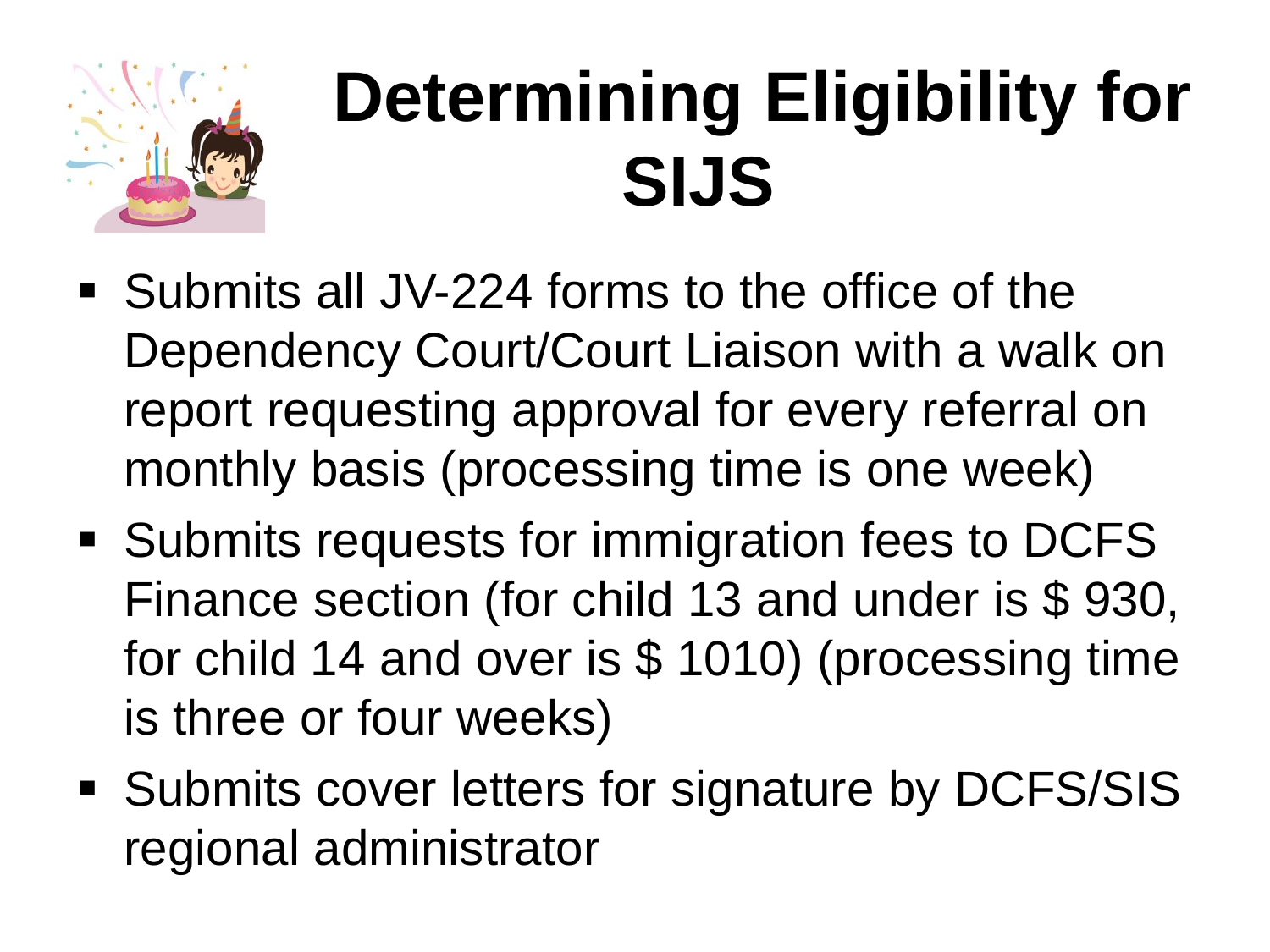# Determining Eligibility for SIJS

- Submits all JV-224 forms to the office of the Dependency Court/Court Liaison with a walk on report requesting approval for every referral on monthly basis (processing time is one week)
- Submits requests for immigration fees to DCFS Finance section (for child 13 and under is $ 930, for child 14 and over is $ 1010) (processing time is three or four weeks)
- Submits cover letters for signature by DCFS/SIS regional administrator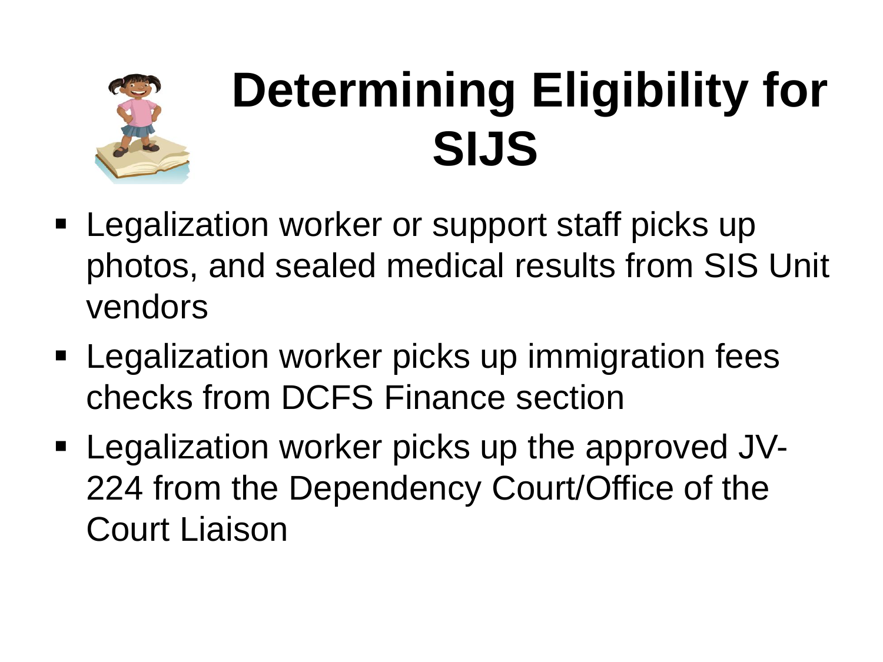# Determining Eligibility for SIJS

- Legalization worker or support staff picks up photos, and sealed medical results from SIS Unit vendors
- Legalization worker picks up immigration fees checks from DCFS Finance section
- Legalization worker picks up the approved JV-224 from the Dependency Court/Office of the Court Liaison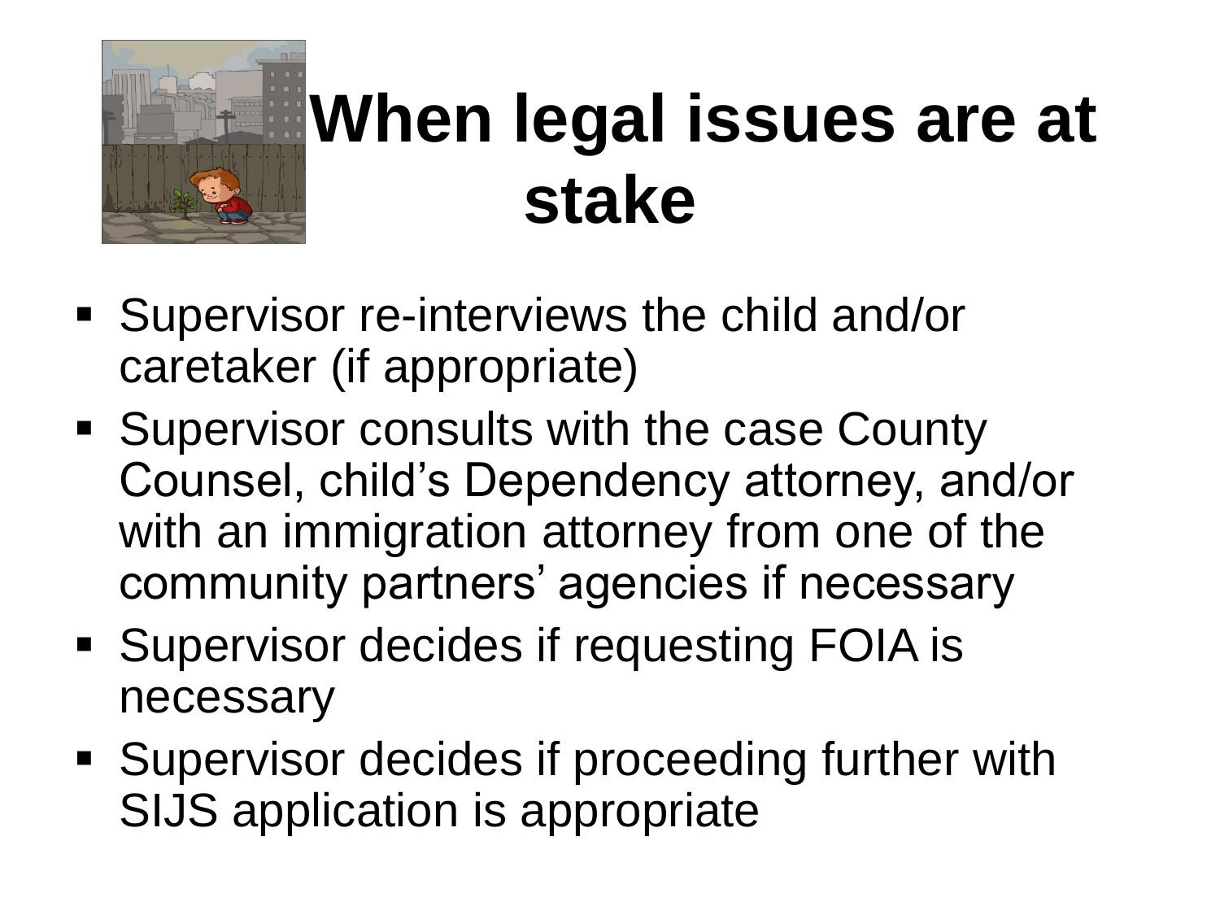# When legal issues are at stake

- Supervisor re-interviews the child and/or caretaker (if appropriate)
- Supervisor consults with the case County Counsel, child's Dependency attorney, and/or with an immigration attorney from one of the community partners' agencies if necessary
- Supervisor decides if requesting FOIA is necessary
- Supervisor decides if proceeding further with SIJS application is appropriate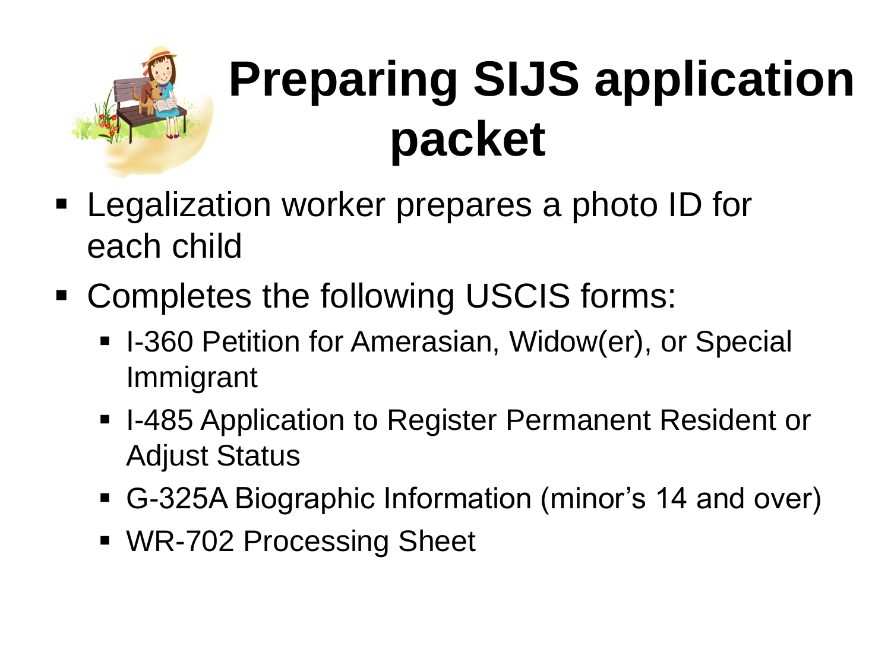# Preparing SIJS application packet

- Legalization worker prepares a photo ID for each child
- Completes the following USCIS forms:
  - I-360 Petition for Amerasian, Widow(er), or Special Immigrant
  - I-485 Application to Register Permanent Resident or Adjust Status
  - G-325A Biographic Information (minor's 14 and over)
  - WR-702 Processing Sheet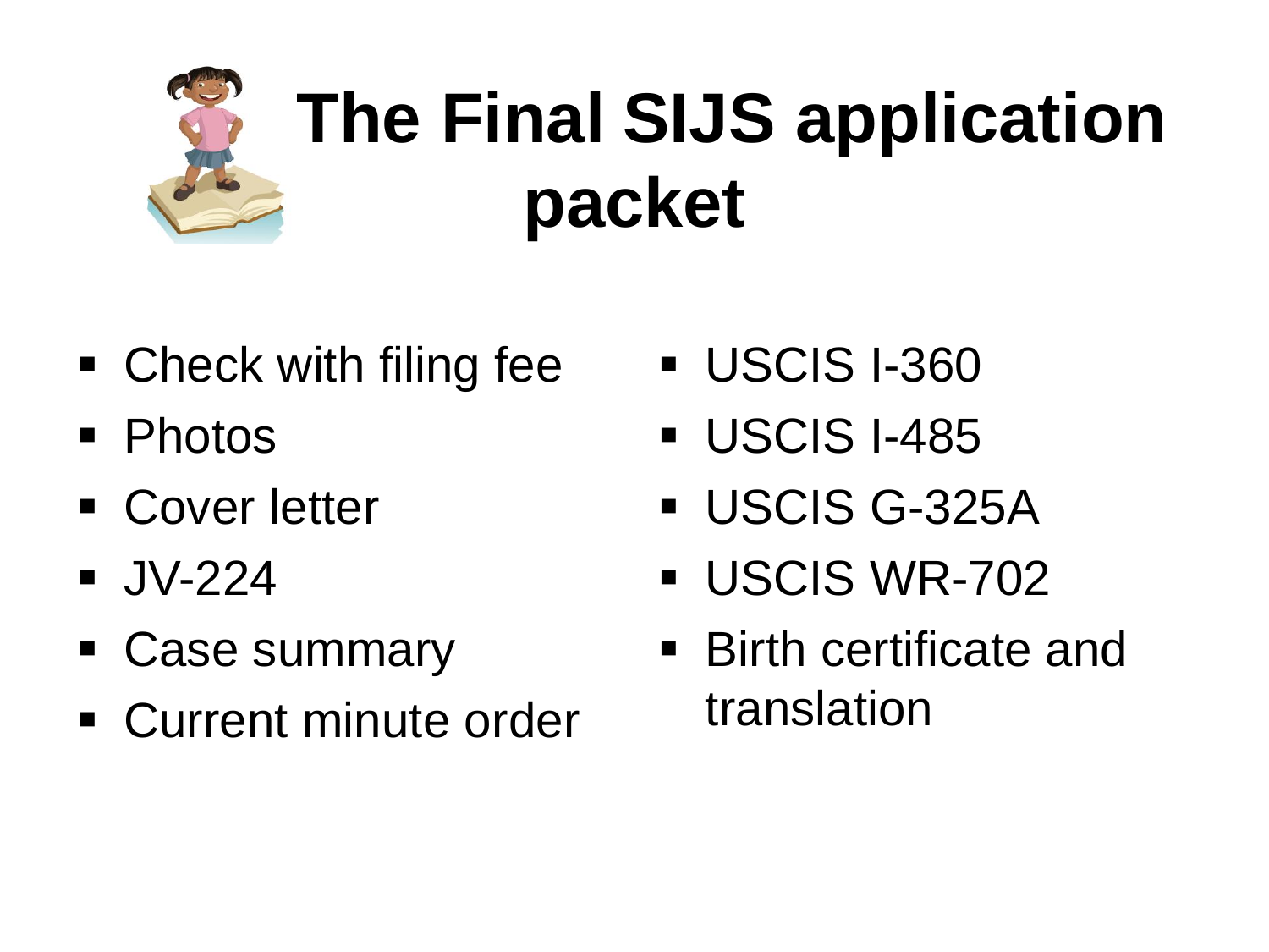# The Final SIJS application packet

- Check with filing fee
- Photos
- Cover letter
- JV-224
- Case summary
- Current minute order
- USCIS I-360
- USCIS I-485
- USCIS G-325A
- USCIS WR-702
- Birth certificate and translation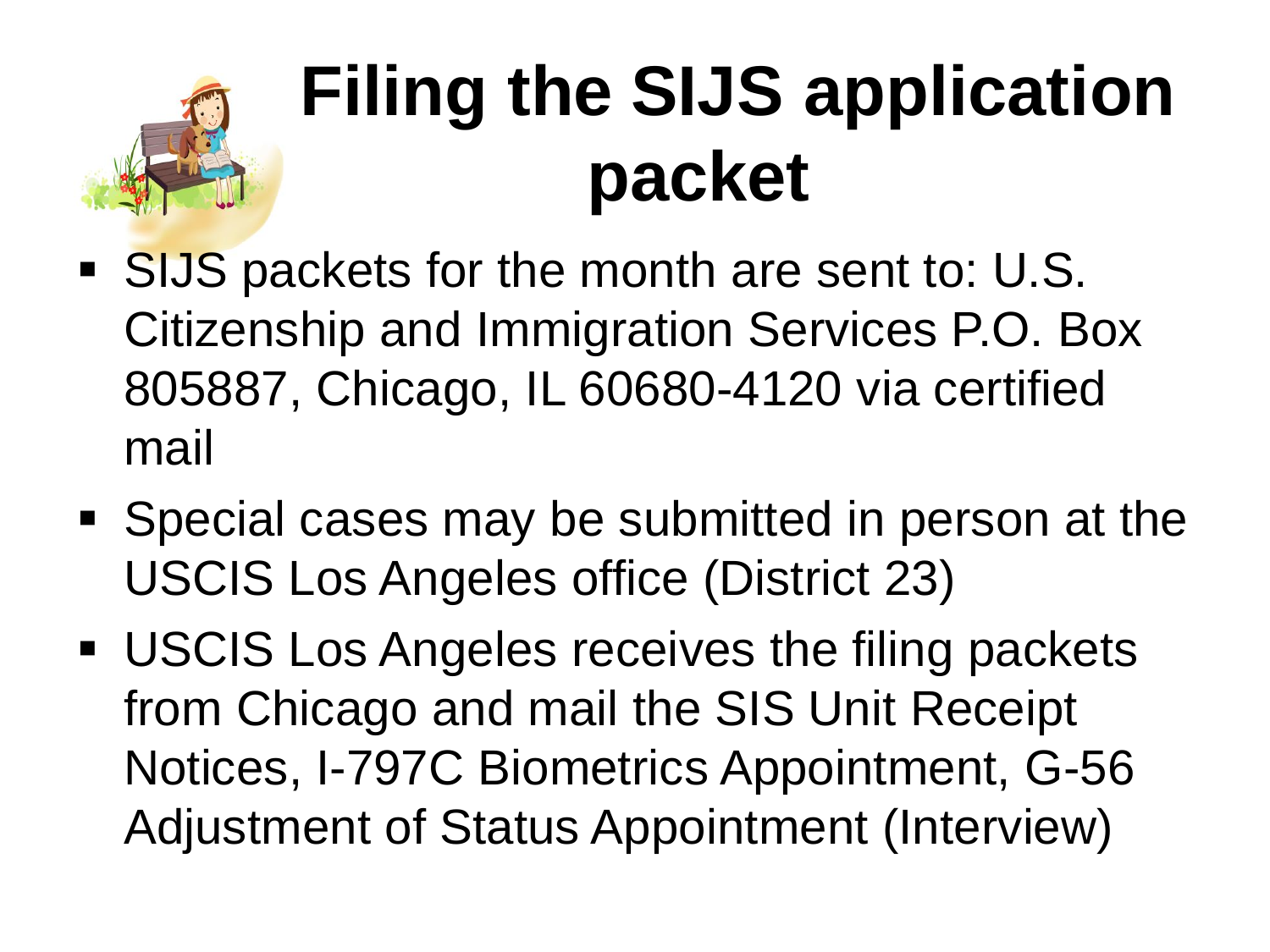# Filing the SIJS application packet

- SIJS packets for the month are sent to: U.S. Citizenship and Immigration Services P.O. Box 805887, Chicago, IL 60680-4120 via certified mail
- Special cases may be submitted in person at the USCIS Los Angeles office (District 23)
- USCIS Los Angeles receives the filing packets from Chicago and mail the SIS Unit Receipt Notices, I-797C Biometrics Appointment, G-56 Adjustment of Status Appointment (Interview)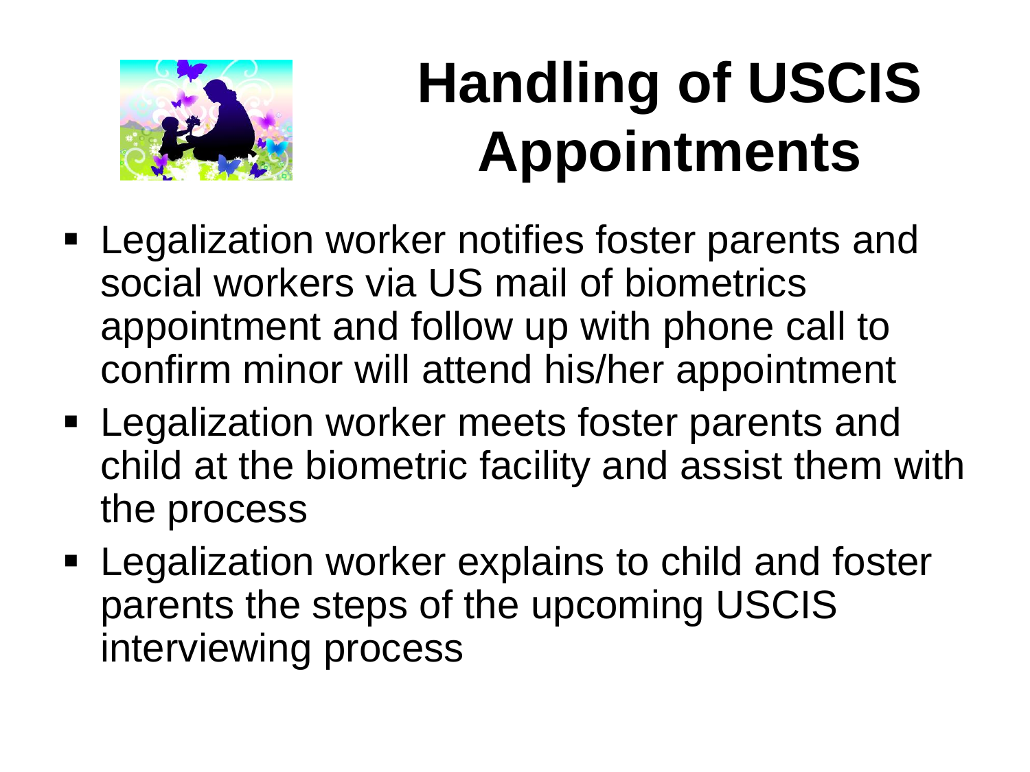# Handling of USCIS Appointments

- Legalization worker notifies foster parents and social workers via US mail of biometrics appointment and follow up with phone call to confirm minor will attend his/her appointment
- Legalization worker meets foster parents and child at the biometric facility and assist them with the process
- Legalization worker explains to child and foster parents the steps of the upcoming USCIS interviewing process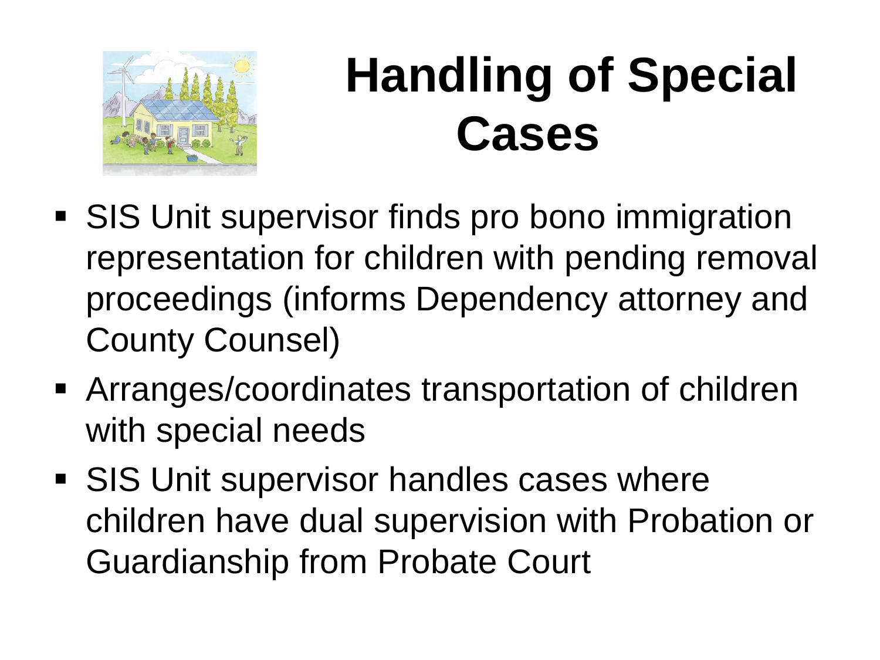# Handling of Special Cases

- SIS Unit supervisor finds pro bono immigration representation for children with pending removal proceedings (informs Dependency attorney and County Counsel)
- Arranges/coordinates transportation of children with special needs
- SIS Unit supervisor handles cases where children have dual supervision with Probation or Guardianship from Probate Court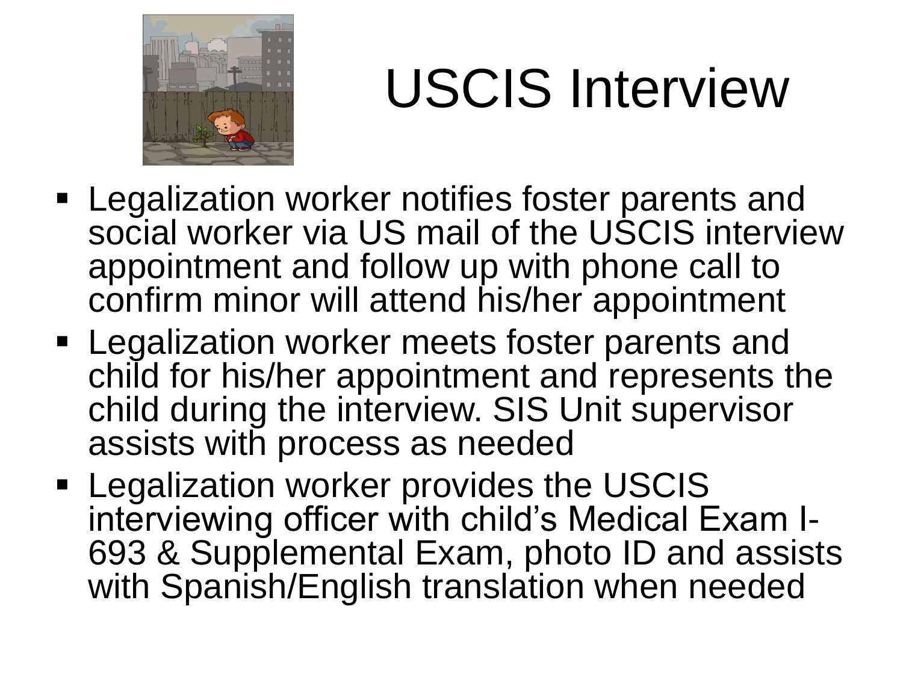# USCIS Interview

- Legalization worker notifies foster parents and social worker via US mail of the USCIS interview appointment and follow up with phone call to confirm minor will attend his/her appointment
- Legalization worker meets foster parents and child for his/her appointment and represents the child during the interview. SIS Unit supervisor assists with process as needed
- Legalization worker provides the USCIS interviewing officer with child's Medical Exam I-693 & Supplemental Exam, photo ID and assists with Spanish/English translation when needed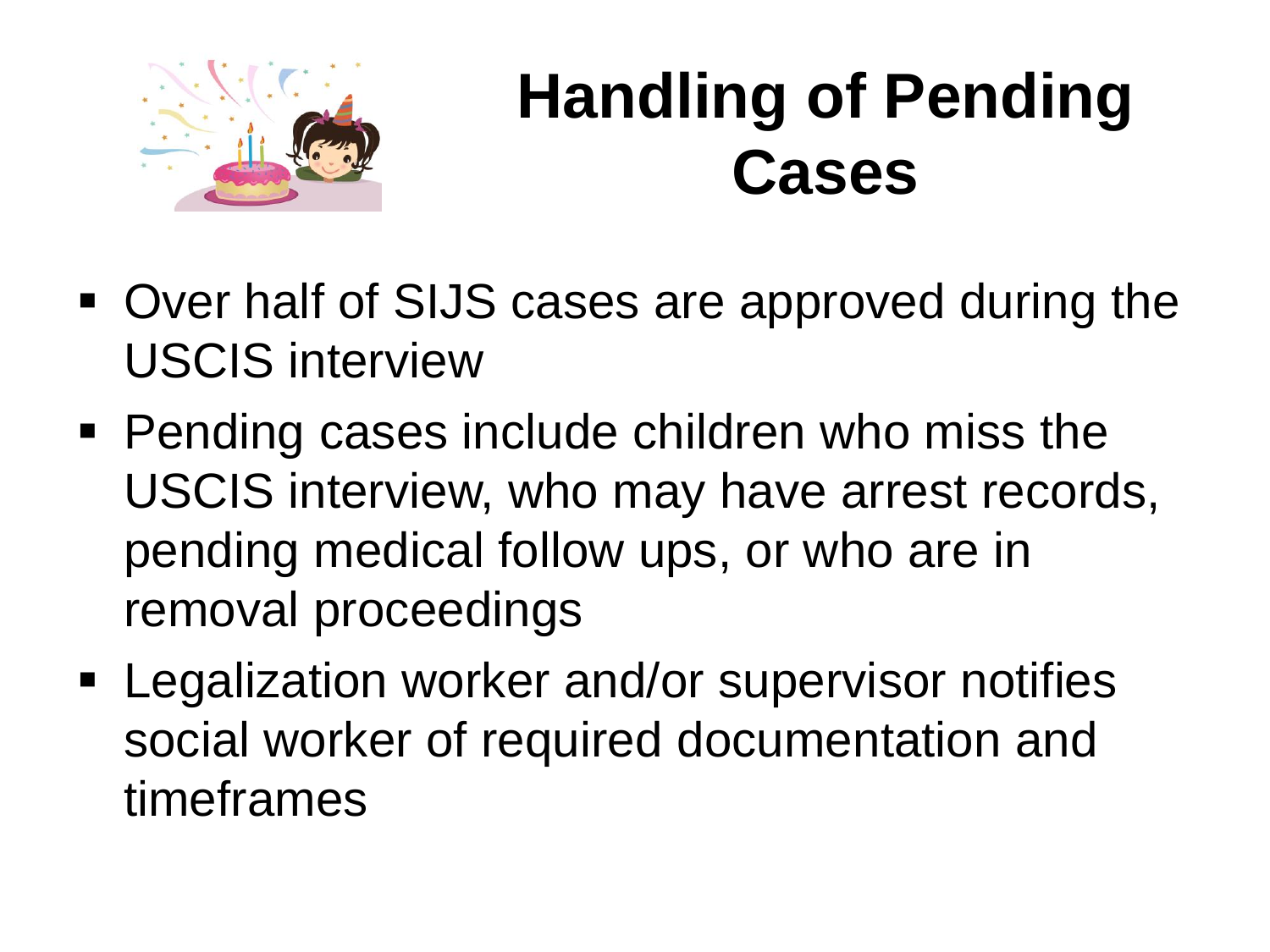# Handling of Pending Cases

- Over half of SIJS cases are approved during the USCIS interview
- Pending cases include children who miss the USCIS interview, who may have arrest records, pending medical follow ups, or who are in removal proceedings
- Legalization worker and/or supervisor notifies social worker of required documentation and timeframes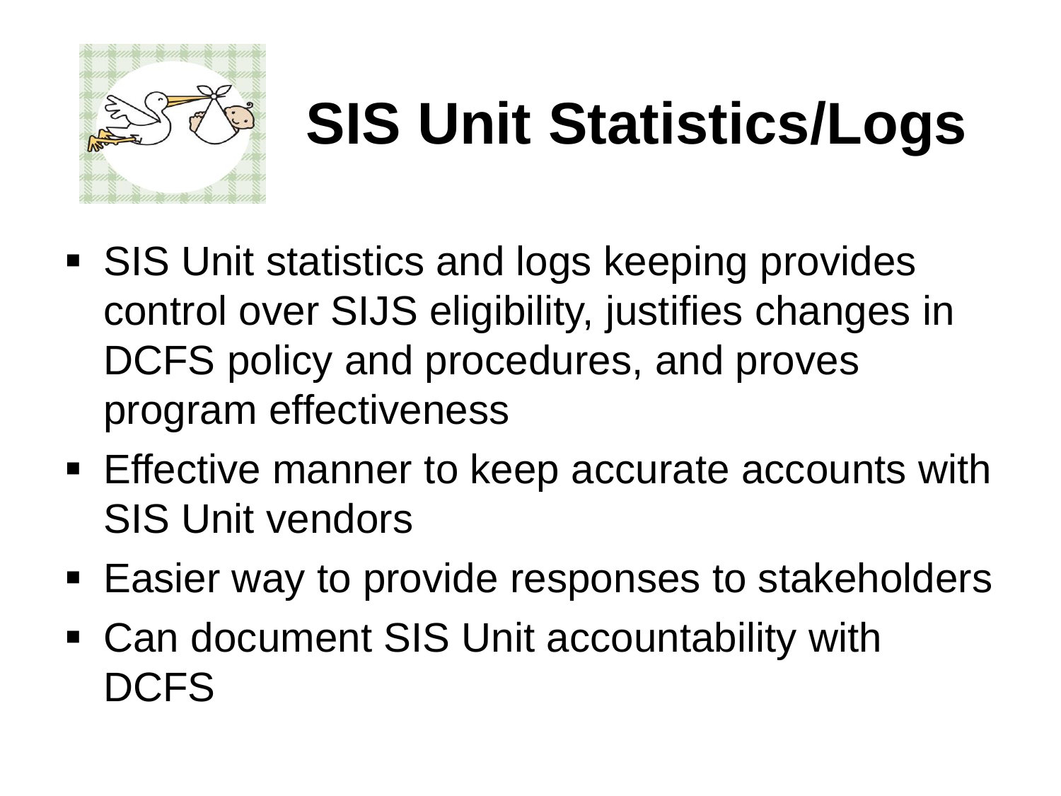# SIS Unit Statistics/Logs

- SIS Unit statistics and logs keeping provides control over SIJS eligibility, justifies changes in DCFS policy and procedures, and proves program effectiveness
- Effective manner to keep accurate accounts with SIS Unit vendors
- Easier way to provide responses to stakeholders
- Can document SIS Unit accountability with DCFS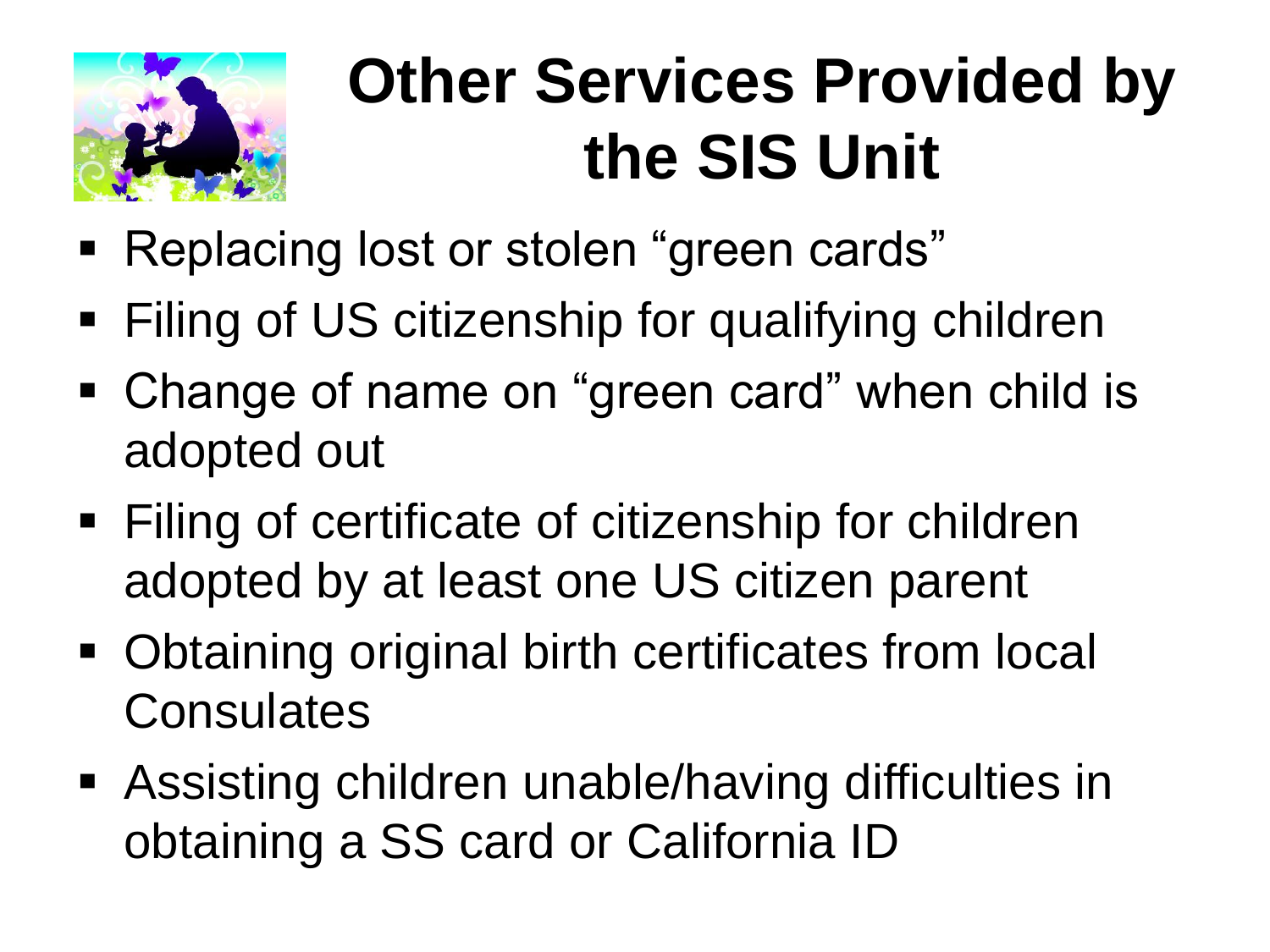# Other Services Provided by the SIS Unit

- Replacing lost or stolen "green cards"
- Filing of US citizenship for qualifying children
- Change of name on "green card" when child is adopted out
- Filing of certificate of citizenship for children adopted by at least one US citizen parent
- Obtaining original birth certificates from local Consulates
- Assisting children unable/having difficulties in obtaining a SS card or California ID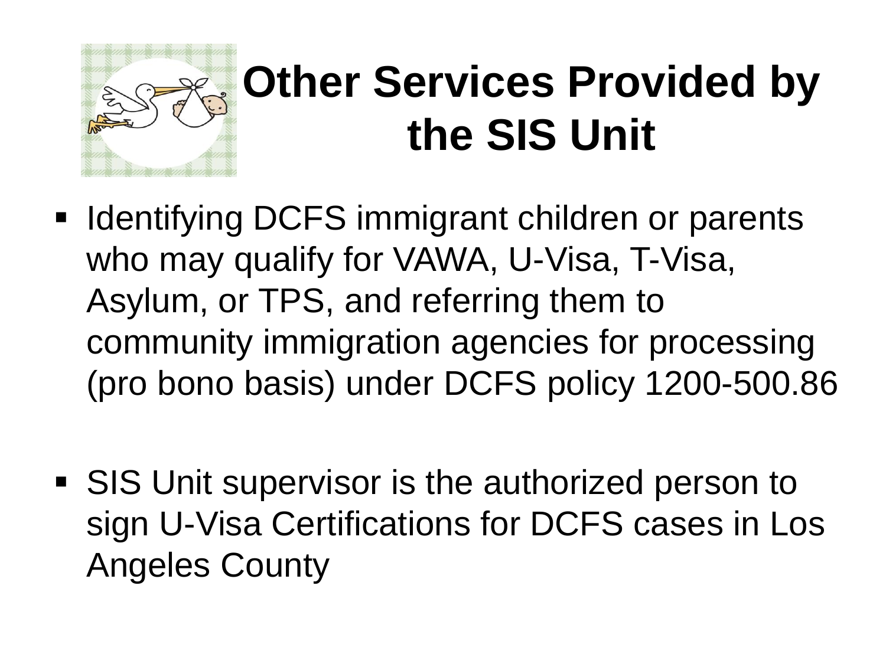# Other Services Provided by the SIS Unit

- Identifying DCFS immigrant children or parents who may qualify for VAWA, U-Visa, T-Visa, Asylum, or TPS, and referring them to community immigration agencies for processing (pro bono basis) under DCFS policy 1200-500.86

- SIS Unit supervisor is the authorized person to sign U-Visa Certifications for DCFS cases in Los Angeles County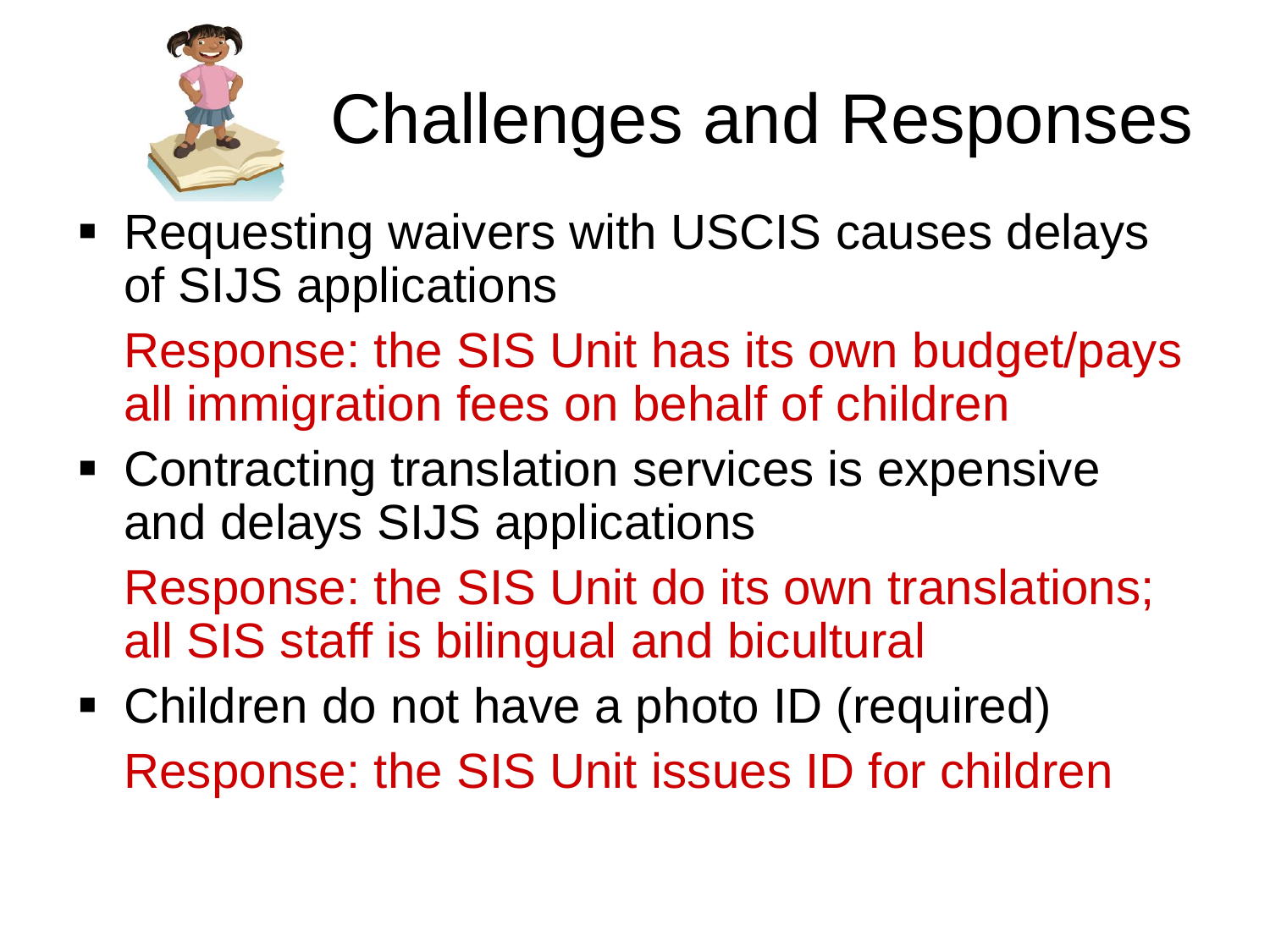# Challenges and Responses

- Requesting waivers with USCIS causes delays of SIJS applications

  Response: the SIS Unit has its own budget/pays all immigration fees on behalf of children

- Contracting translation services is expensive and delays SIJS applications

  Response: the SIS Unit do its own translations; all SIS staff is bilingual and bicultural

- Children do not have a photo ID (required)

  Response: the SIS Unit issues ID for children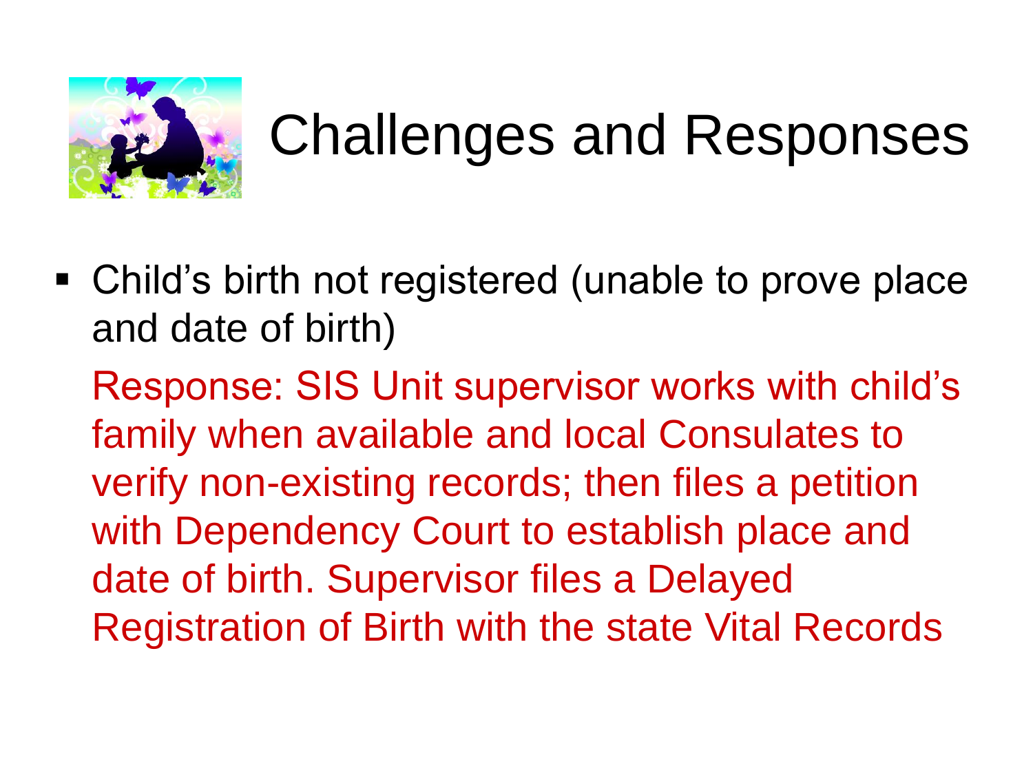# Challenges and Responses

- Child's birth not registered (unable to prove place and date of birth)

  Response: SIS Unit supervisor works with child's family when available and local Consulates to verify non-existing records; then files a petition with Dependency Court to establish place and date of birth. Supervisor files a Delayed Registration of Birth with the state Vital Records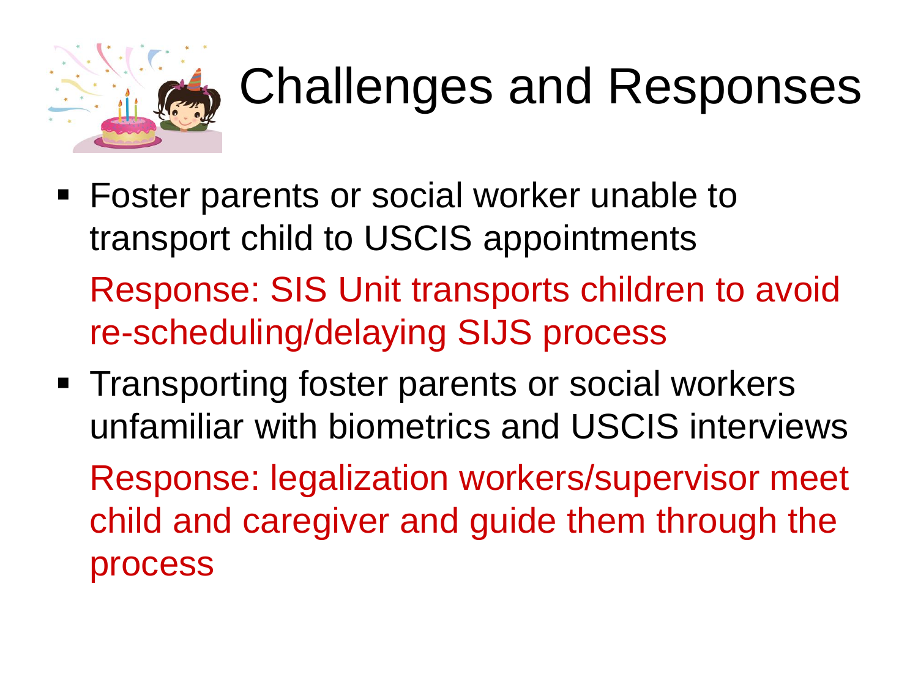# Challenges and Responses

- Foster parents or social worker unable to transport child to USCIS appointments

  Response: SIS Unit transports children to avoid re-scheduling/delaying SIJS process

- Transporting foster parents or social workers unfamiliar with biometrics and USCIS interviews

  Response: legalization workers/supervisor meet child and caregiver and guide them through the process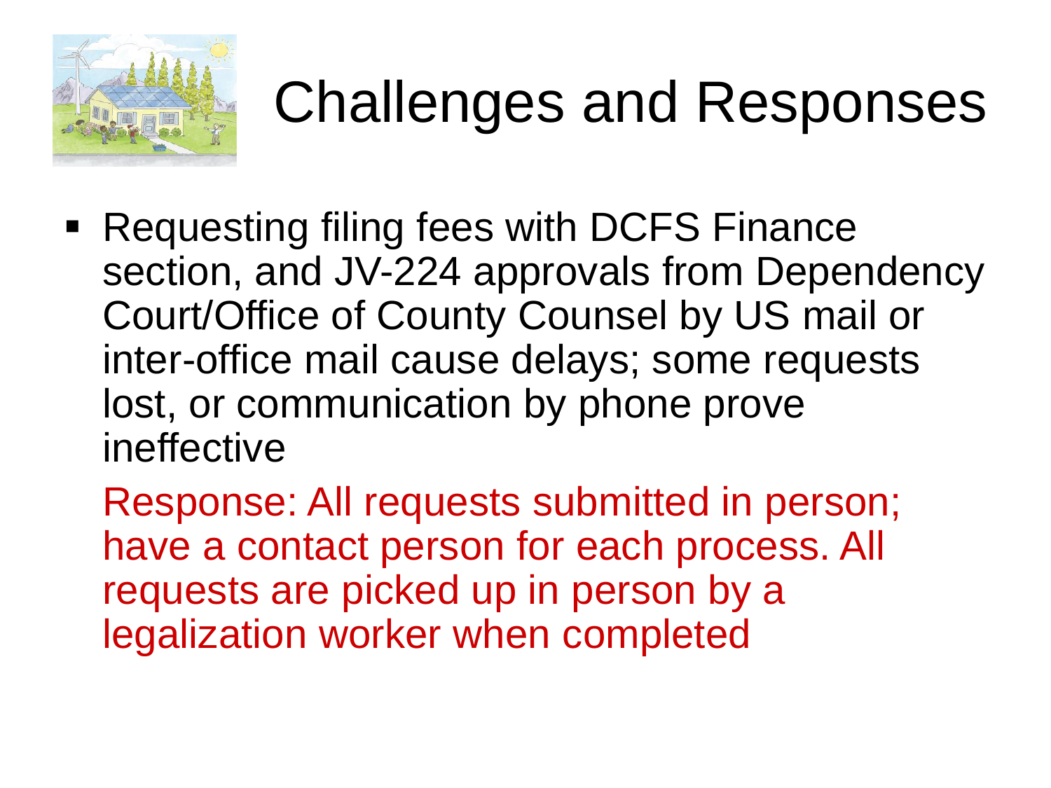# Challenges and Responses

- Requesting filing fees with DCFS Finance section, and JV-224 approvals from Dependency Court/Office of County Counsel by US mail or inter-office mail cause delays; some requests lost, or communication by phone prove ineffective

  Response: All requests submitted in person; have a contact person for each process. All requests are picked up in person by a legalization worker when completed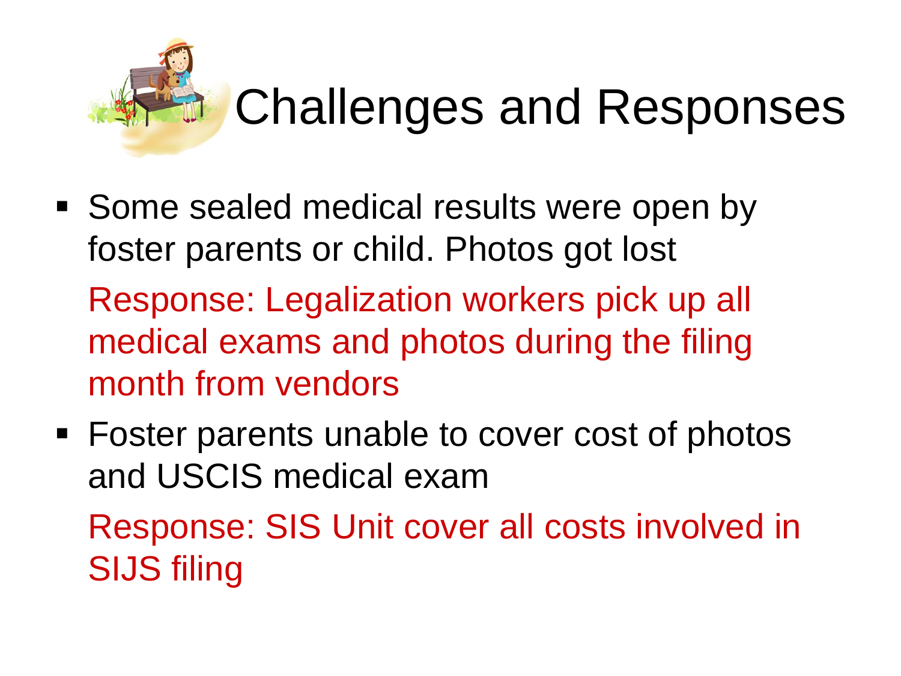# Challenges and Responses

- Some sealed medical results were open by foster parents or child. Photos got lost

  Response: Legalization workers pick up all medical exams and photos during the filing month from vendors

- Foster parents unable to cover cost of photos and USCIS medical exam

  Response: SIS Unit cover all costs involved in SIJS filing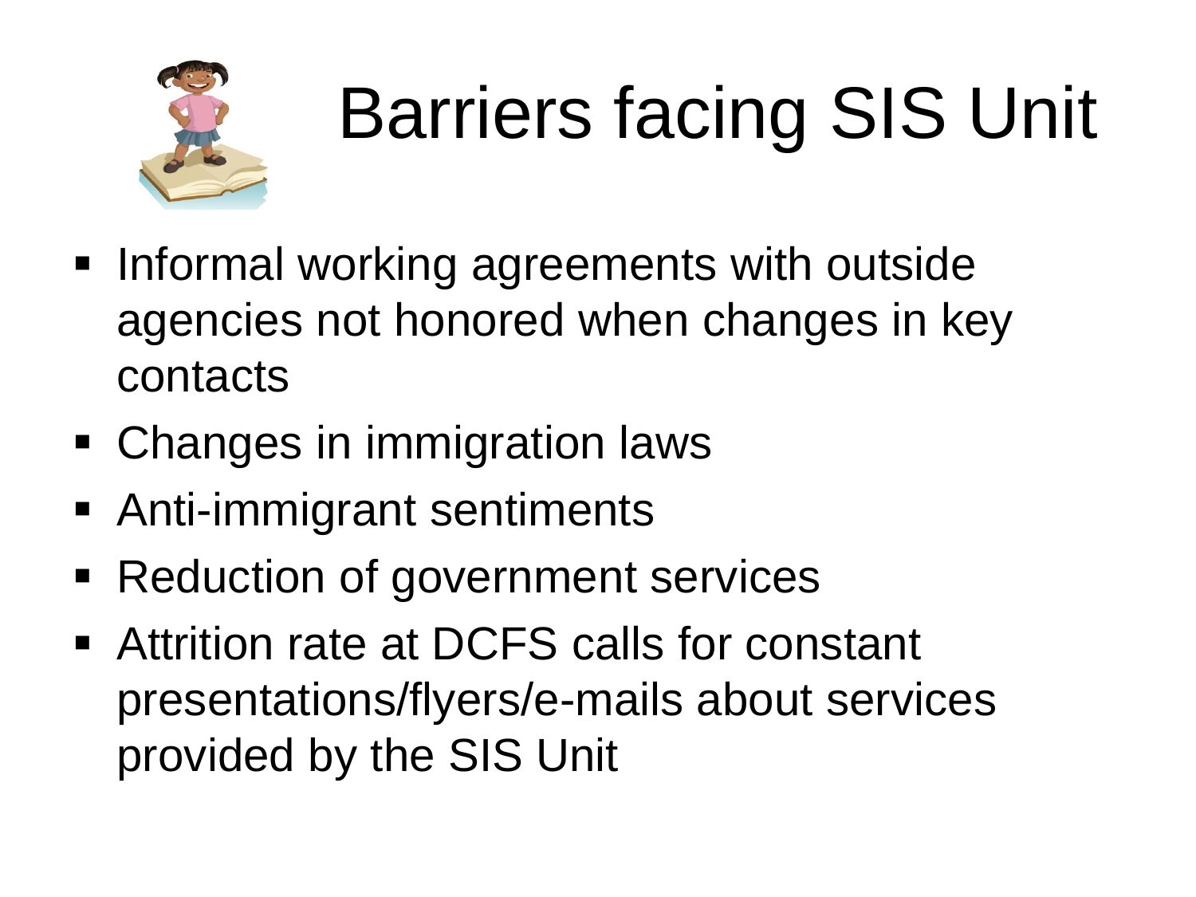# Barriers facing SIS Unit

- Informal working agreements with outside agencies not honored when changes in key contacts
- Changes in immigration laws
- Anti-immigrant sentiments
- Reduction of government services
- Attrition rate at DCFS calls for constant presentations/flyers/e-mails about services provided by the SIS Unit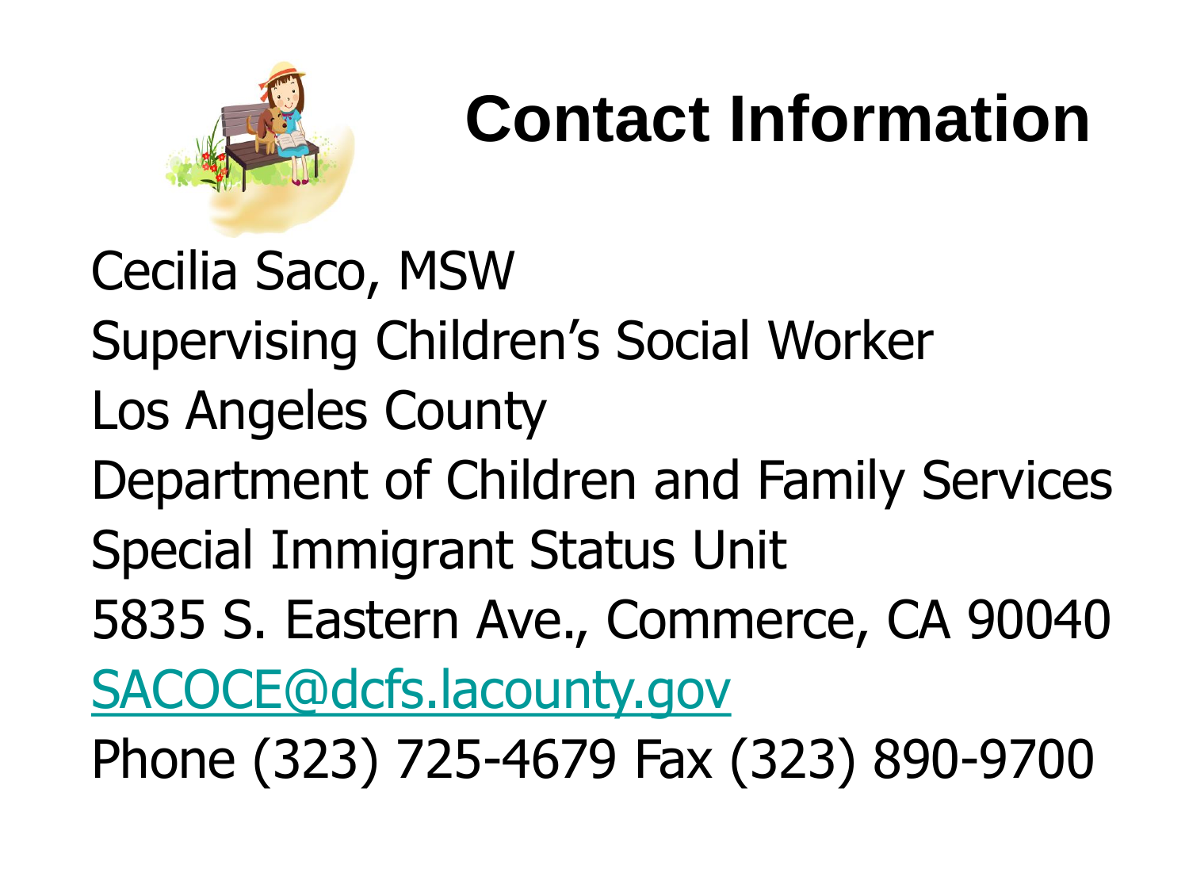# Contact Information

Cecilia Saco, MSW

Supervising Children's Social Worker

Los Angeles County

Department of Children and Family Services

Special Immigrant Status Unit

5835 S. Eastern Ave., Commerce, CA 90040

SACOCE@dcfs.lacounty.gov

Phone (323) 725-4679 Fax (323) 890-9700